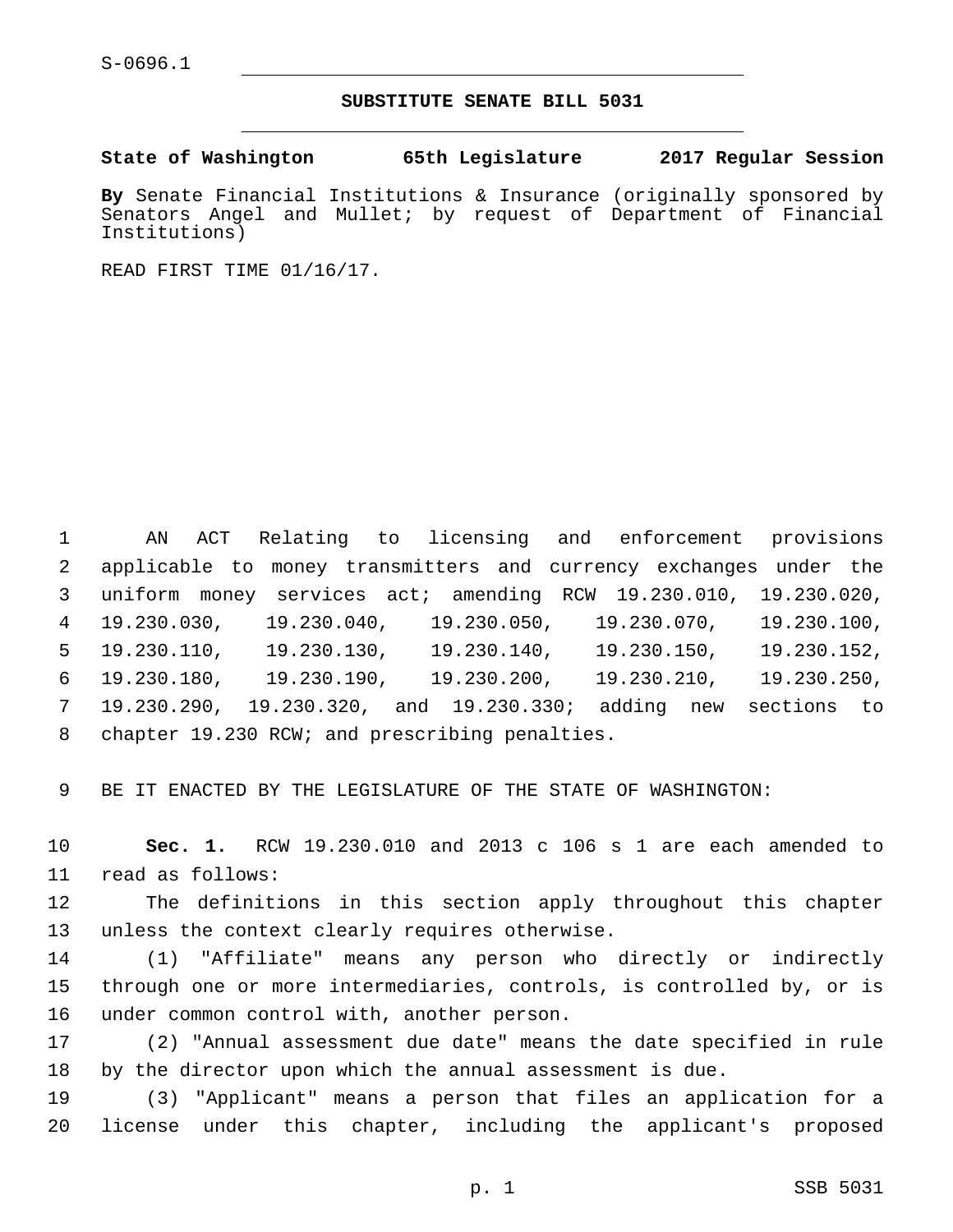S-0696.1

## SUBSTITUTE SENATE BILL 5031

**State of Washington 65th Legislature 2017 Regular Session**

**By** Senate Financial Institutions & Insurance (originally sponsored by Senators Angel and Mullet; by request of Department of Financial Institutions)

READ FIRST TIME 01/16/17.

AN ACT Relating to licensing and enforcement provisions applicable to money transmitters and currency exchanges under the uniform money services act; amending RCW 19.230.010, 19.230.020, 19.230.030, 19.230.040, 19.230.050, 19.230.070, 19.230.100, 19.230.110, 19.230.130, 19.230.140, 19.230.150, 19.230.152, 19.230.180, 19.230.190, 19.230.200, 19.230.210, 19.230.250, 19.230.290, 19.230.320, and 19.230.330; adding new sections to chapter 19.230 RCW; and prescribing penalties.

BE IT ENACTED BY THE LEGISLATURE OF THE STATE OF WASHINGTON:

**Sec. 1.** RCW 19.230.010 and 2013 c 106 s 1 are each amended to read as follows:

The definitions in this section apply throughout this chapter unless the context clearly requires otherwise.

(1) "Affiliate" means any person who directly or indirectly through one or more intermediaries, controls, is controlled by, or is under common control with, another person.

(2) "Annual assessment due date" means the date specified in rule by the director upon which the annual assessment is due.

(3) "Applicant" means a person that files an application for a license under this chapter, including the applicant's proposed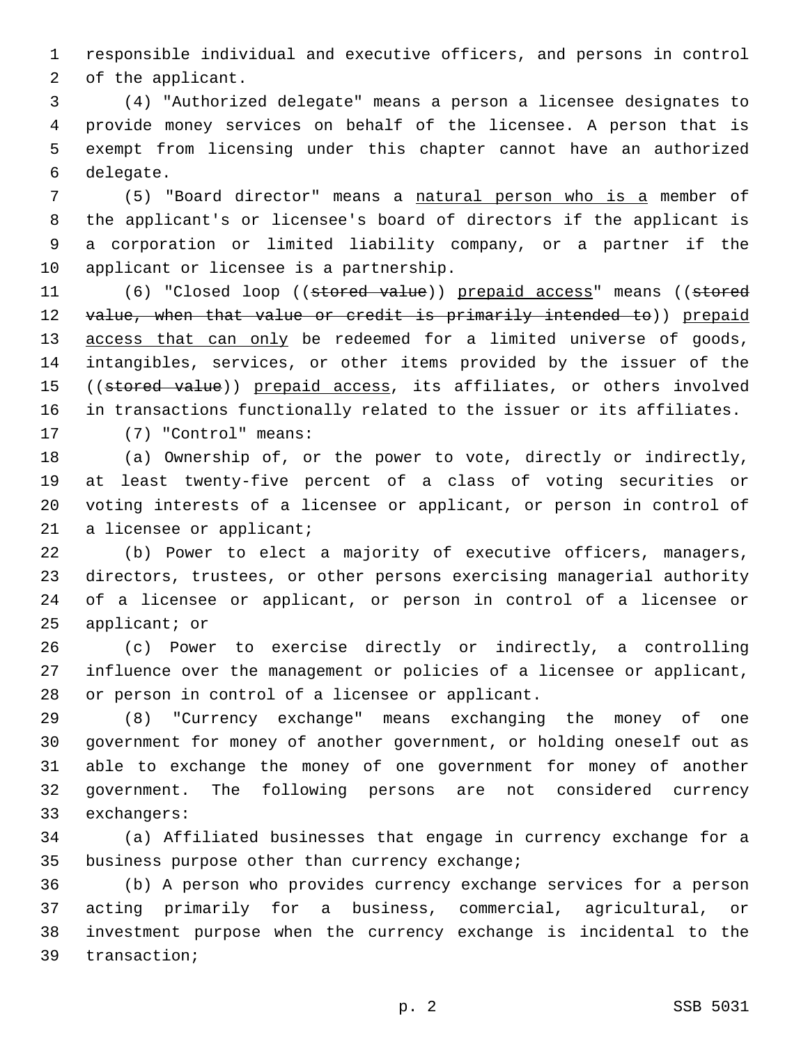responsible individual and executive officers, and persons in control of the applicant.

(4) "Authorized delegate" means a person a licensee designates to provide money services on behalf of the licensee. A person that is exempt from licensing under this chapter cannot have an authorized delegate.

(5) "Board director" means a natural person who is a member of the applicant's or licensee's board of directors if the applicant is a corporation or limited liability company, or a partner if the applicant or licensee is a partnership.

(6) "Closed loop ((~~stored value~~)) prepaid access" means ((~~stored value, when that value or credit is primarily intended to~~)) prepaid access that can only be redeemed for a limited universe of goods, intangibles, services, or other items provided by the issuer of the ((~~stored value~~)) prepaid access, its affiliates, or others involved in transactions functionally related to the issuer or its affiliates.

(7) "Control" means:

(a) Ownership of, or the power to vote, directly or indirectly, at least twenty-five percent of a class of voting securities or voting interests of a licensee or applicant, or person in control of a licensee or applicant;

(b) Power to elect a majority of executive officers, managers, directors, trustees, or other persons exercising managerial authority of a licensee or applicant, or person in control of a licensee or applicant; or

(c) Power to exercise directly or indirectly, a controlling influence over the management or policies of a licensee or applicant, or person in control of a licensee or applicant.

(8) "Currency exchange" means exchanging the money of one government for money of another government, or holding oneself out as able to exchange the money of one government for money of another government. The following persons are not considered currency exchangers:

(a) Affiliated businesses that engage in currency exchange for a business purpose other than currency exchange;

(b) A person who provides currency exchange services for a person acting primarily for a business, commercial, agricultural, or investment purpose when the currency exchange is incidental to the transaction;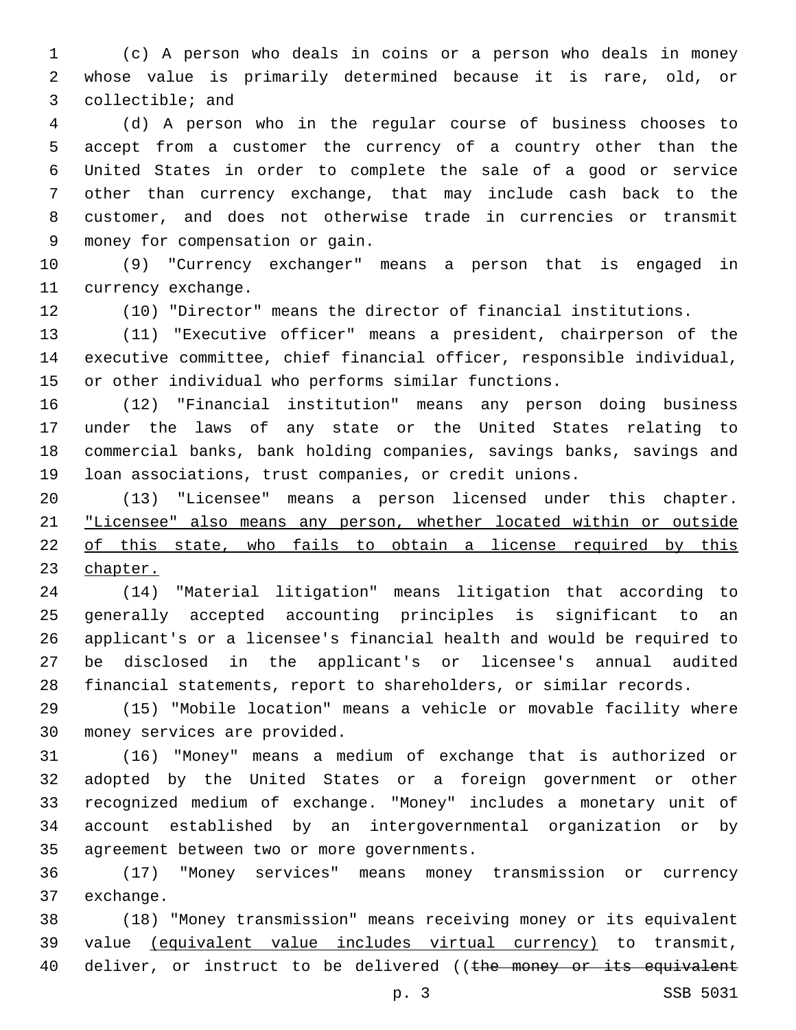(c) A person who deals in coins or a person who deals in money whose value is primarily determined because it is rare, old, or collectible; and

(d) A person who in the regular course of business chooses to accept from a customer the currency of a country other than the United States in order to complete the sale of a good or service other than currency exchange, that may include cash back to the customer, and does not otherwise trade in currencies or transmit money for compensation or gain.

(9) "Currency exchanger" means a person that is engaged in currency exchange.

(10) "Director" means the director of financial institutions.

(11) "Executive officer" means a president, chairperson of the executive committee, chief financial officer, responsible individual, or other individual who performs similar functions.

(12) "Financial institution" means any person doing business under the laws of any state or the United States relating to commercial banks, bank holding companies, savings banks, savings and loan associations, trust companies, or credit unions.

(13) "Licensee" means a person licensed under this chapter. <u>"Licensee" also means any person, whether located within or outside of this state, who fails to obtain a license required by this chapter.</u>

(14) "Material litigation" means litigation that according to generally accepted accounting principles is significant to an applicant's or a licensee's financial health and would be required to be disclosed in the applicant's or licensee's annual audited financial statements, report to shareholders, or similar records.

(15) "Mobile location" means a vehicle or movable facility where money services are provided.

(16) "Money" means a medium of exchange that is authorized or adopted by the United States or a foreign government or other recognized medium of exchange. "Money" includes a monetary unit of account established by an intergovernmental organization or by agreement between two or more governments.

(17) "Money services" means money transmission or currency exchange.

(18) "Money transmission" means receiving money or its equivalent value <u>(equivalent value includes virtual currency)</u> to transmit, deliver, or instruct to be delivered ((~~the money or its equivalent~~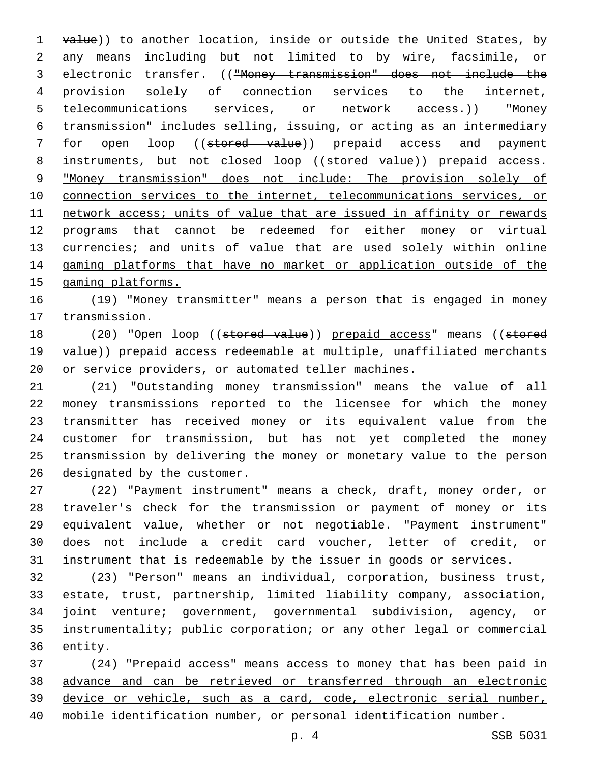value)) to another location, inside or outside the United States, by any means including but not limited to by wire, facsimile, or electronic transfer. (("Money transmission" does not include the provision solely of connection services to the internet, telecommunications services, or network access.)) "Money transmission" includes selling, issuing, or acting as an intermediary for open loop ((stored value)) prepaid access and payment instruments, but not closed loop ((stored value)) prepaid access. "Money transmission" does not include: The provision solely of connection services to the internet, telecommunications services, or network access; units of value that are issued in affinity or rewards programs that cannot be redeemed for either money or virtual currencies; and units of value that are used solely within online gaming platforms that have no market or application outside of the gaming platforms.

(19) "Money transmitter" means a person that is engaged in money transmission.

(20) "Open loop ((stored value)) prepaid access" means ((stored value)) prepaid access redeemable at multiple, unaffiliated merchants or service providers, or automated teller machines.

(21) "Outstanding money transmission" means the value of all money transmissions reported to the licensee for which the money transmitter has received money or its equivalent value from the customer for transmission, but has not yet completed the money transmission by delivering the money or monetary value to the person designated by the customer.

(22) "Payment instrument" means a check, draft, money order, or traveler's check for the transmission or payment of money or its equivalent value, whether or not negotiable. "Payment instrument" does not include a credit card voucher, letter of credit, or instrument that is redeemable by the issuer in goods or services.

(23) "Person" means an individual, corporation, business trust, estate, trust, partnership, limited liability company, association, joint venture; government, governmental subdivision, agency, or instrumentality; public corporation; or any other legal or commercial entity.

(24) "Prepaid access" means access to money that has been paid in advance and can be retrieved or transferred through an electronic device or vehicle, such as a card, code, electronic serial number, mobile identification number, or personal identification number.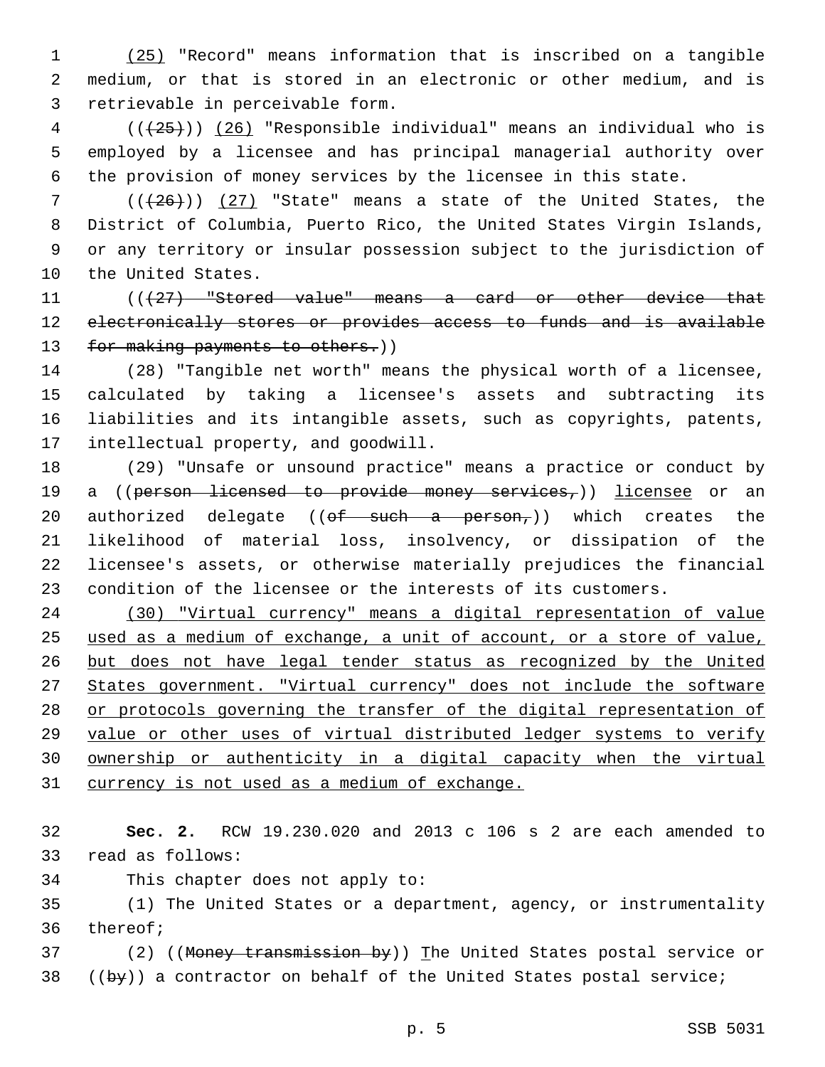(25) "Record" means information that is inscribed on a tangible medium, or that is stored in an electronic or other medium, and is retrievable in perceivable form.

(((25))) (26) "Responsible individual" means an individual who is employed by a licensee and has principal managerial authority over the provision of money services by the licensee in this state.

(((26))) (27) "State" means a state of the United States, the District of Columbia, Puerto Rico, the United States Virgin Islands, or any territory or insular possession subject to the jurisdiction of the United States.

(((27) "Stored value" means a card or other device that electronically stores or provides access to funds and is available for making payments to others.))

(28) "Tangible net worth" means the physical worth of a licensee, calculated by taking a licensee's assets and subtracting its liabilities and its intangible assets, such as copyrights, patents, intellectual property, and goodwill.

(29) "Unsafe or unsound practice" means a practice or conduct by a ((person licensed to provide money services,)) licensee or an authorized delegate ((of such a person,)) which creates the likelihood of material loss, insolvency, or dissipation of the licensee's assets, or otherwise materially prejudices the financial condition of the licensee or the interests of its customers.

(30) "Virtual currency" means a digital representation of value used as a medium of exchange, a unit of account, or a store of value, but does not have legal tender status as recognized by the United States government. "Virtual currency" does not include the software or protocols governing the transfer of the digital representation of value or other uses of virtual distributed ledger systems to verify ownership or authenticity in a digital capacity when the virtual currency is not used as a medium of exchange.

**Sec. 2.** RCW 19.230.020 and 2013 c 106 s 2 are each amended to read as follows:

This chapter does not apply to:

(1) The United States or a department, agency, or instrumentality thereof;

(2) ((Money transmission by)) The United States postal service or ((by)) a contractor on behalf of the United States postal service;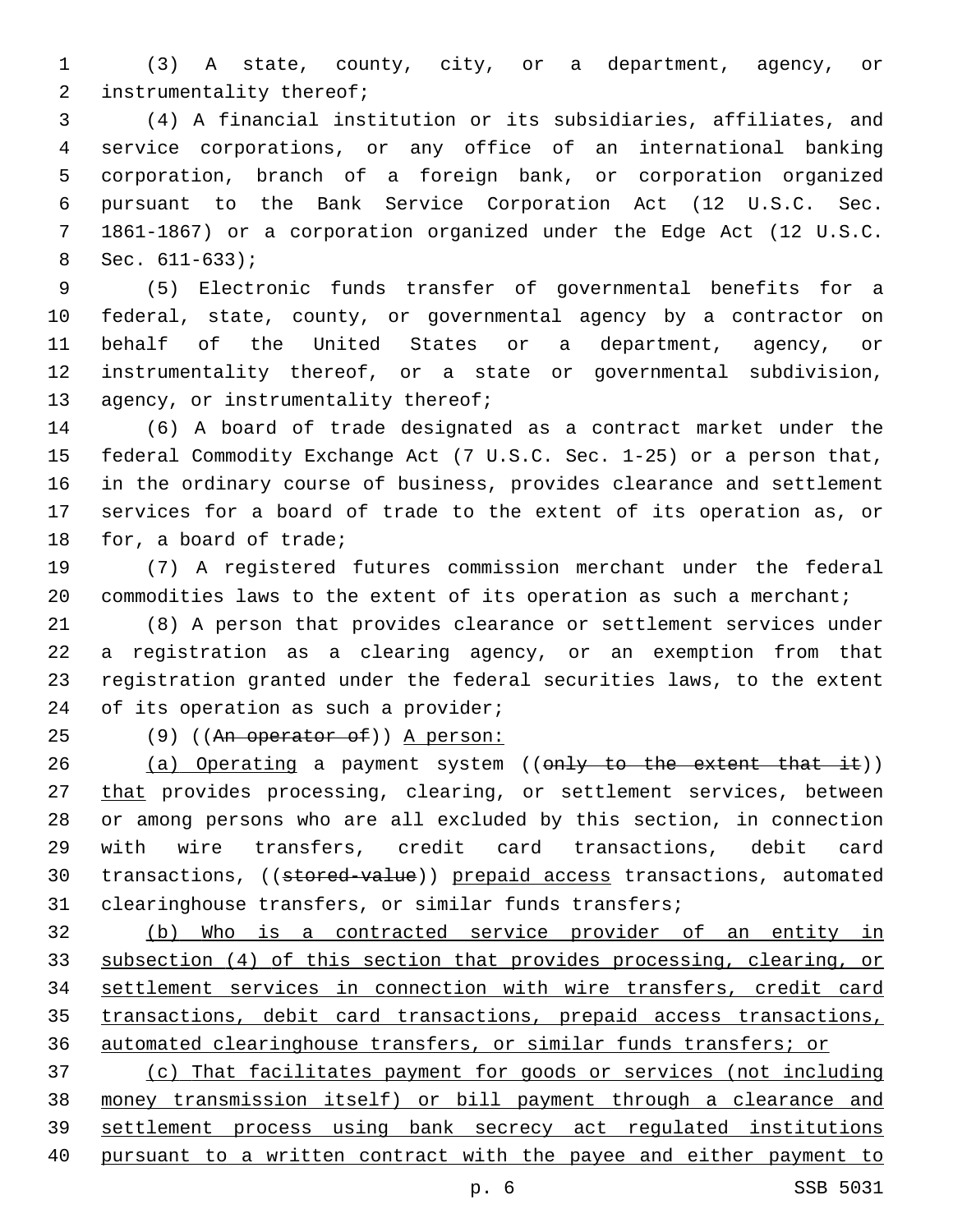(3) A state, county, city, or a department, agency, or instrumentality thereof;

(4) A financial institution or its subsidiaries, affiliates, and service corporations, or any office of an international banking corporation, branch of a foreign bank, or corporation organized pursuant to the Bank Service Corporation Act (12 U.S.C. Sec. 1861-1867) or a corporation organized under the Edge Act (12 U.S.C. Sec. 611-633);

(5) Electronic funds transfer of governmental benefits for a federal, state, county, or governmental agency by a contractor on behalf of the United States or a department, agency, or instrumentality thereof, or a state or governmental subdivision, agency, or instrumentality thereof;

(6) A board of trade designated as a contract market under the federal Commodity Exchange Act (7 U.S.C. Sec. 1-25) or a person that, in the ordinary course of business, provides clearance and settlement services for a board of trade to the extent of its operation as, or for, a board of trade;

(7) A registered futures commission merchant under the federal commodities laws to the extent of its operation as such a merchant;

(8) A person that provides clearance or settlement services under a registration as a clearing agency, or an exemption from that registration granted under the federal securities laws, to the extent of its operation as such a provider;

(9) ((~~An operator of~~)) <u>A person:</u>

<u>(a) Operating</u> a payment system ((~~only to the extent that it~~)) <u>that</u> provides processing, clearing, or settlement services, between or among persons who are all excluded by this section, in connection with wire transfers, credit card transactions, debit card transactions, ((~~stored-value~~)) <u>prepaid access</u> transactions, automated clearinghouse transfers, or similar funds transfers;

<u>(b) Who is a contracted service provider of an entity in subsection (4) of this section that provides processing, clearing, or settlement services in connection with wire transfers, credit card transactions, debit card transactions, prepaid access transactions, automated clearinghouse transfers, or similar funds transfers; or</u>

<u>(c) That facilitates payment for goods or services (not including money transmission itself) or bill payment through a clearance and settlement process using bank secrecy act regulated institutions pursuant to a written contract with the payee and either payment to</u>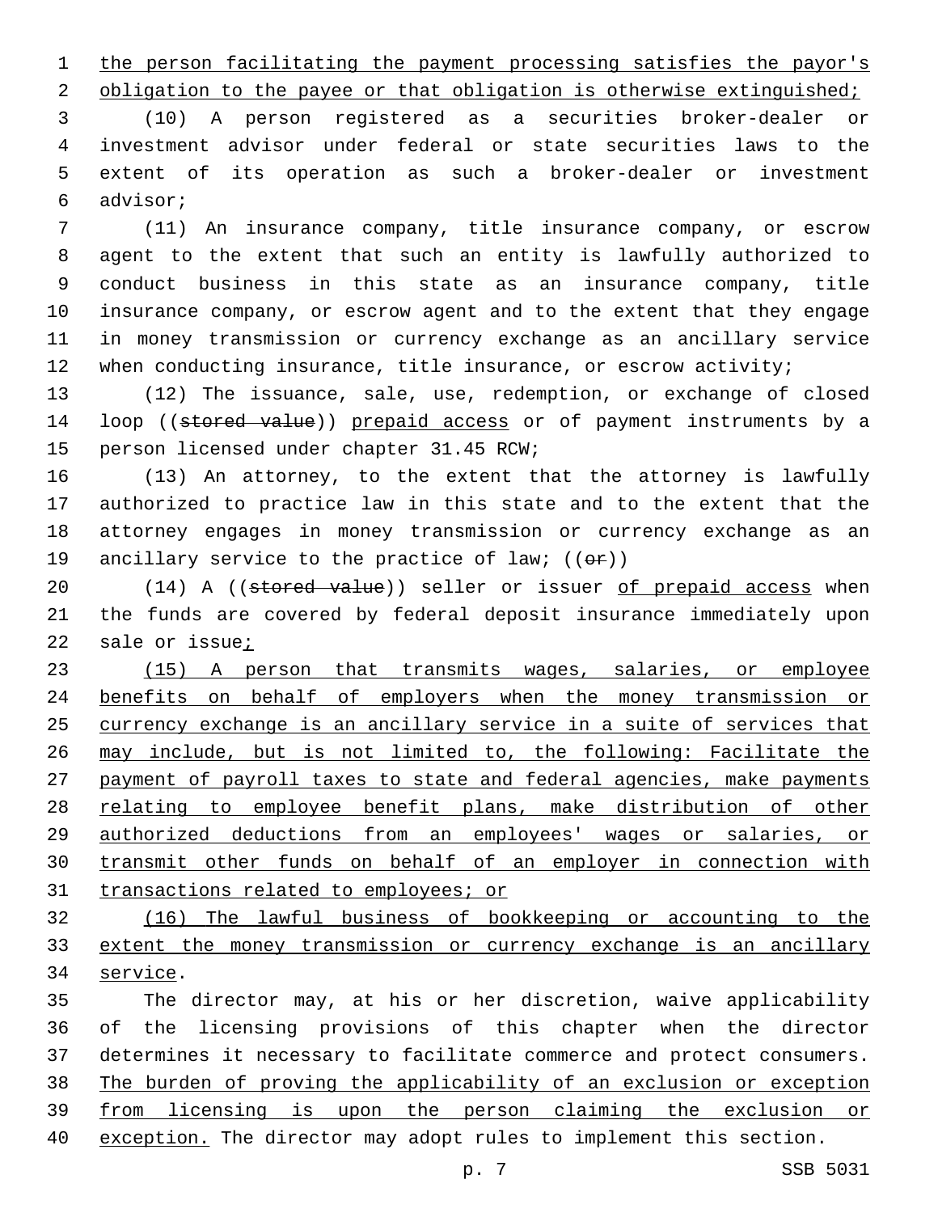the person facilitating the payment processing satisfies the payor's obligation to the payee or that obligation is otherwise extinguished;

(10) A person registered as a securities broker-dealer or investment advisor under federal or state securities laws to the extent of its operation as such a broker-dealer or investment advisor;

(11) An insurance company, title insurance company, or escrow agent to the extent that such an entity is lawfully authorized to conduct business in this state as an insurance company, title insurance company, or escrow agent and to the extent that they engage in money transmission or currency exchange as an ancillary service when conducting insurance, title insurance, or escrow activity;

(12) The issuance, sale, use, redemption, or exchange of closed loop ((~~stored value~~)) prepaid access or of payment instruments by a person licensed under chapter 31.45 RCW;

(13) An attorney, to the extent that the attorney is lawfully authorized to practice law in this state and to the extent that the attorney engages in money transmission or currency exchange as an ancillary service to the practice of law; ((~~or~~))

(14) A ((~~stored value~~)) seller or issuer of prepaid access when the funds are covered by federal deposit insurance immediately upon sale or issue;

(15) A person that transmits wages, salaries, or employee benefits on behalf of employers when the money transmission or currency exchange is an ancillary service in a suite of services that may include, but is not limited to, the following: Facilitate the payment of payroll taxes to state and federal agencies, make payments relating to employee benefit plans, make distribution of other authorized deductions from an employees' wages or salaries, or transmit other funds on behalf of an employer in connection with transactions related to employees; or

(16) The lawful business of bookkeeping or accounting to the extent the money transmission or currency exchange is an ancillary service.

The director may, at his or her discretion, waive applicability of the licensing provisions of this chapter when the director determines it necessary to facilitate commerce and protect consumers. The burden of proving the applicability of an exclusion or exception from licensing is upon the person claiming the exclusion or exception. The director may adopt rules to implement this section.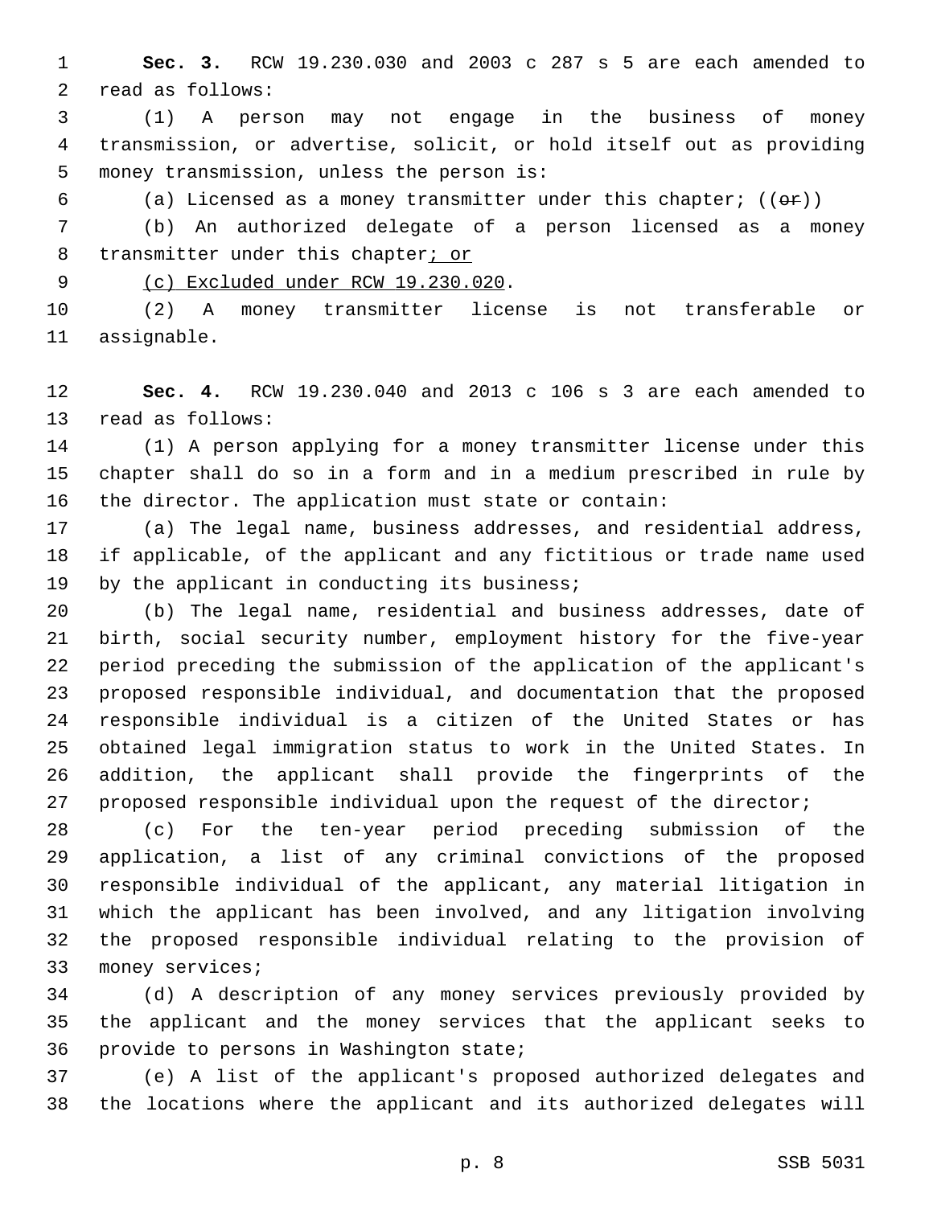**Sec. 3.** RCW 19.230.030 and 2003 c 287 s 5 are each amended to read as follows:

(1) A person may not engage in the business of money transmission, or advertise, solicit, or hold itself out as providing money transmission, unless the person is:

(a) Licensed as a money transmitter under this chapter; ((~~or~~))

(b) An authorized delegate of a person licensed as a money transmitter under this chapter<u>; or</u>

<u>(c) Excluded under RCW 19.230.020</u>.

(2) A money transmitter license is not transferable or assignable.

**Sec. 4.** RCW 19.230.040 and 2013 c 106 s 3 are each amended to read as follows:

(1) A person applying for a money transmitter license under this chapter shall do so in a form and in a medium prescribed in rule by the director. The application must state or contain:

(a) The legal name, business addresses, and residential address, if applicable, of the applicant and any fictitious or trade name used by the applicant in conducting its business;

(b) The legal name, residential and business addresses, date of birth, social security number, employment history for the five-year period preceding the submission of the application of the applicant's proposed responsible individual, and documentation that the proposed responsible individual is a citizen of the United States or has obtained legal immigration status to work in the United States. In addition, the applicant shall provide the fingerprints of the proposed responsible individual upon the request of the director;

(c) For the ten-year period preceding submission of the application, a list of any criminal convictions of the proposed responsible individual of the applicant, any material litigation in which the applicant has been involved, and any litigation involving the proposed responsible individual relating to the provision of money services;

(d) A description of any money services previously provided by the applicant and the money services that the applicant seeks to provide to persons in Washington state;

(e) A list of the applicant's proposed authorized delegates and the locations where the applicant and its authorized delegates will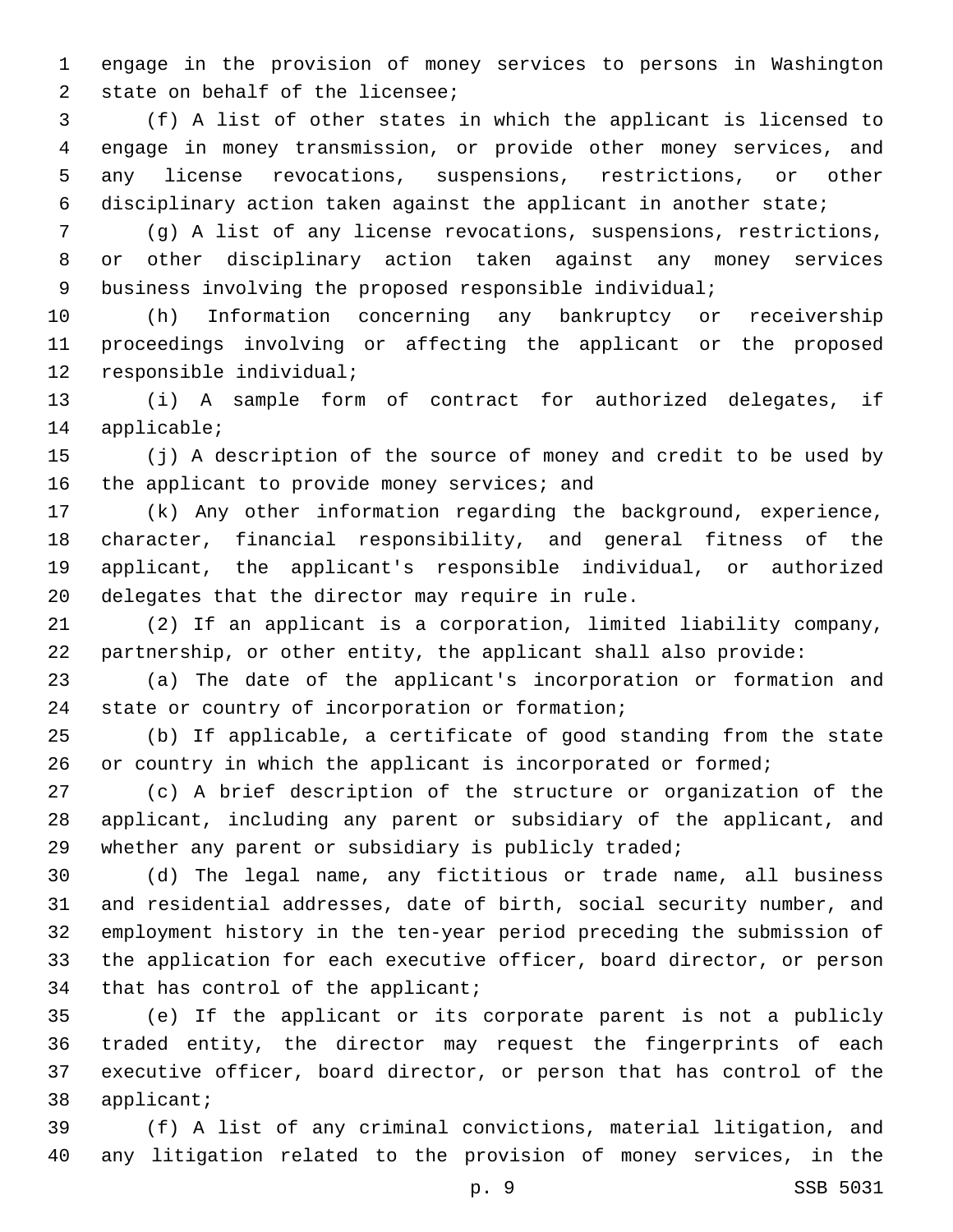engage in the provision of money services to persons in Washington state on behalf of the licensee;

(f) A list of other states in which the applicant is licensed to engage in money transmission, or provide other money services, and any license revocations, suspensions, restrictions, or other disciplinary action taken against the applicant in another state;

(g) A list of any license revocations, suspensions, restrictions, or other disciplinary action taken against any money services business involving the proposed responsible individual;

(h) Information concerning any bankruptcy or receivership proceedings involving or affecting the applicant or the proposed responsible individual;

(i) A sample form of contract for authorized delegates, if applicable;

(j) A description of the source of money and credit to be used by the applicant to provide money services; and

(k) Any other information regarding the background, experience, character, financial responsibility, and general fitness of the applicant, the applicant's responsible individual, or authorized delegates that the director may require in rule.

(2) If an applicant is a corporation, limited liability company, partnership, or other entity, the applicant shall also provide:

(a) The date of the applicant's incorporation or formation and state or country of incorporation or formation;

(b) If applicable, a certificate of good standing from the state or country in which the applicant is incorporated or formed;

(c) A brief description of the structure or organization of the applicant, including any parent or subsidiary of the applicant, and whether any parent or subsidiary is publicly traded;

(d) The legal name, any fictitious or trade name, all business and residential addresses, date of birth, social security number, and employment history in the ten-year period preceding the submission of the application for each executive officer, board director, or person that has control of the applicant;

(e) If the applicant or its corporate parent is not a publicly traded entity, the director may request the fingerprints of each executive officer, board director, or person that has control of the applicant;

(f) A list of any criminal convictions, material litigation, and any litigation related to the provision of money services, in the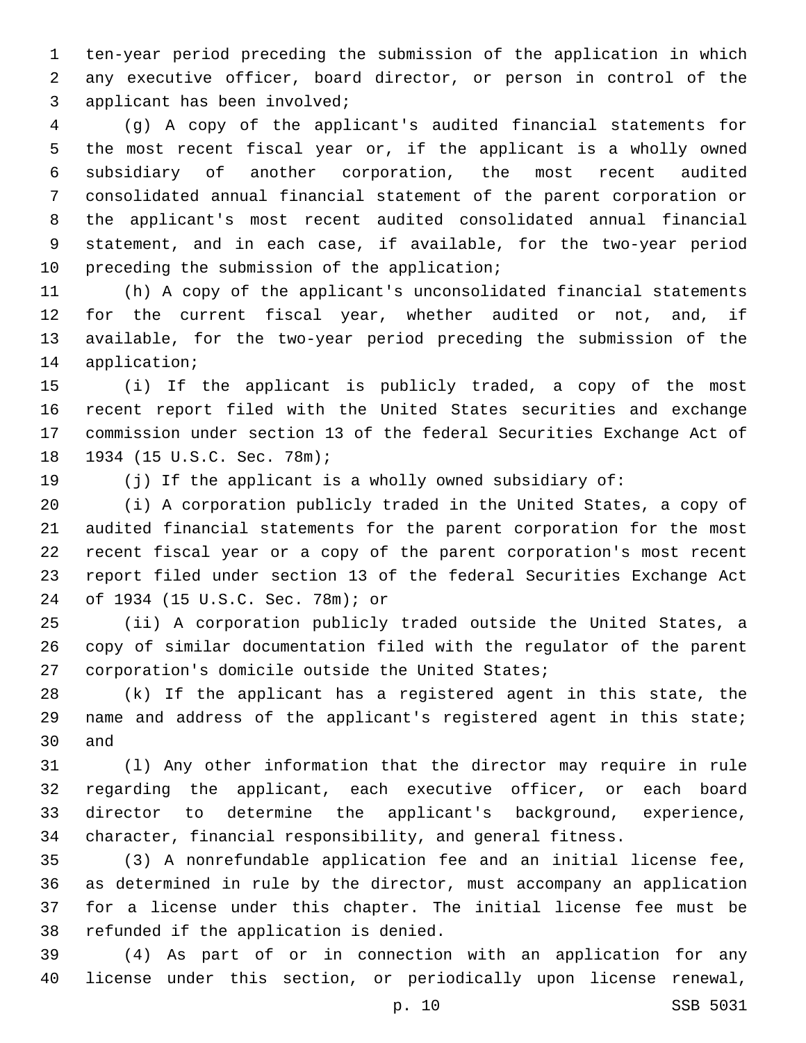ten-year period preceding the submission of the application in which any executive officer, board director, or person in control of the applicant has been involved;

(g) A copy of the applicant's audited financial statements for the most recent fiscal year or, if the applicant is a wholly owned subsidiary of another corporation, the most recent audited consolidated annual financial statement of the parent corporation or the applicant's most recent audited consolidated annual financial statement, and in each case, if available, for the two-year period preceding the submission of the application;

(h) A copy of the applicant's unconsolidated financial statements for the current fiscal year, whether audited or not, and, if available, for the two-year period preceding the submission of the application;

(i) If the applicant is publicly traded, a copy of the most recent report filed with the United States securities and exchange commission under section 13 of the federal Securities Exchange Act of 1934 (15 U.S.C. Sec. 78m);

(j) If the applicant is a wholly owned subsidiary of:

(i) A corporation publicly traded in the United States, a copy of audited financial statements for the parent corporation for the most recent fiscal year or a copy of the parent corporation's most recent report filed under section 13 of the federal Securities Exchange Act of 1934 (15 U.S.C. Sec. 78m); or

(ii) A corporation publicly traded outside the United States, a copy of similar documentation filed with the regulator of the parent corporation's domicile outside the United States;

(k) If the applicant has a registered agent in this state, the name and address of the applicant's registered agent in this state; and

(l) Any other information that the director may require in rule regarding the applicant, each executive officer, or each board director to determine the applicant's background, experience, character, financial responsibility, and general fitness.

(3) A nonrefundable application fee and an initial license fee, as determined in rule by the director, must accompany an application for a license under this chapter. The initial license fee must be refunded if the application is denied.

(4) As part of or in connection with an application for any license under this section, or periodically upon license renewal,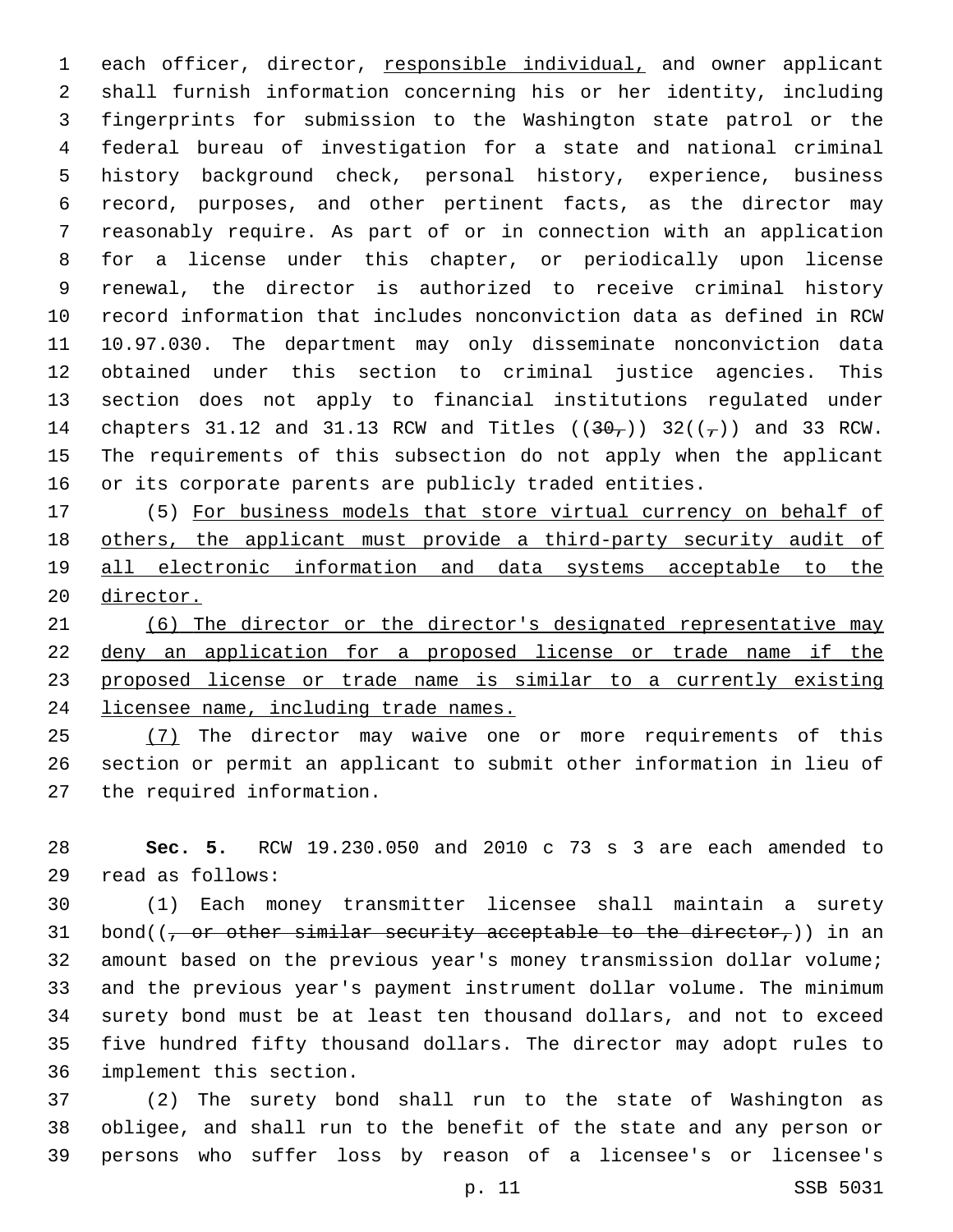each officer, director, <u>responsible individual,</u> and owner applicant shall furnish information concerning his or her identity, including fingerprints for submission to the Washington state patrol or the federal bureau of investigation for a state and national criminal history background check, personal history, experience, business record, purposes, and other pertinent facts, as the director may reasonably require. As part of or in connection with an application for a license under this chapter, or periodically upon license renewal, the director is authorized to receive criminal history record information that includes nonconviction data as defined in RCW 10.97.030. The department may only disseminate nonconviction data obtained under this section to criminal justice agencies. This section does not apply to financial institutions regulated under chapters 31.12 and 31.13 RCW and Titles ((~~30,~~)) 32((~~,~~)) and 33 RCW. The requirements of this subsection do not apply when the applicant or its corporate parents are publicly traded entities.

(5) <u>For business models that store virtual currency on behalf of others, the applicant must provide a third-party security audit of all electronic information and data systems acceptable to the director.</u>

<u>(6) The director or the director's designated representative may deny an application for a proposed license or trade name if the proposed license or trade name is similar to a currently existing licensee name, including trade names.</u>

<u>(7)</u> The director may waive one or more requirements of this section or permit an applicant to submit other information in lieu of the required information.

**Sec. 5.** RCW 19.230.050 and 2010 c 73 s 3 are each amended to read as follows:

(1) Each money transmitter licensee shall maintain a surety bond((~~, or other similar security acceptable to the director,~~)) in an amount based on the previous year's money transmission dollar volume; and the previous year's payment instrument dollar volume. The minimum surety bond must be at least ten thousand dollars, and not to exceed five hundred fifty thousand dollars. The director may adopt rules to implement this section.

(2) The surety bond shall run to the state of Washington as obligee, and shall run to the benefit of the state and any person or persons who suffer loss by reason of a licensee's or licensee's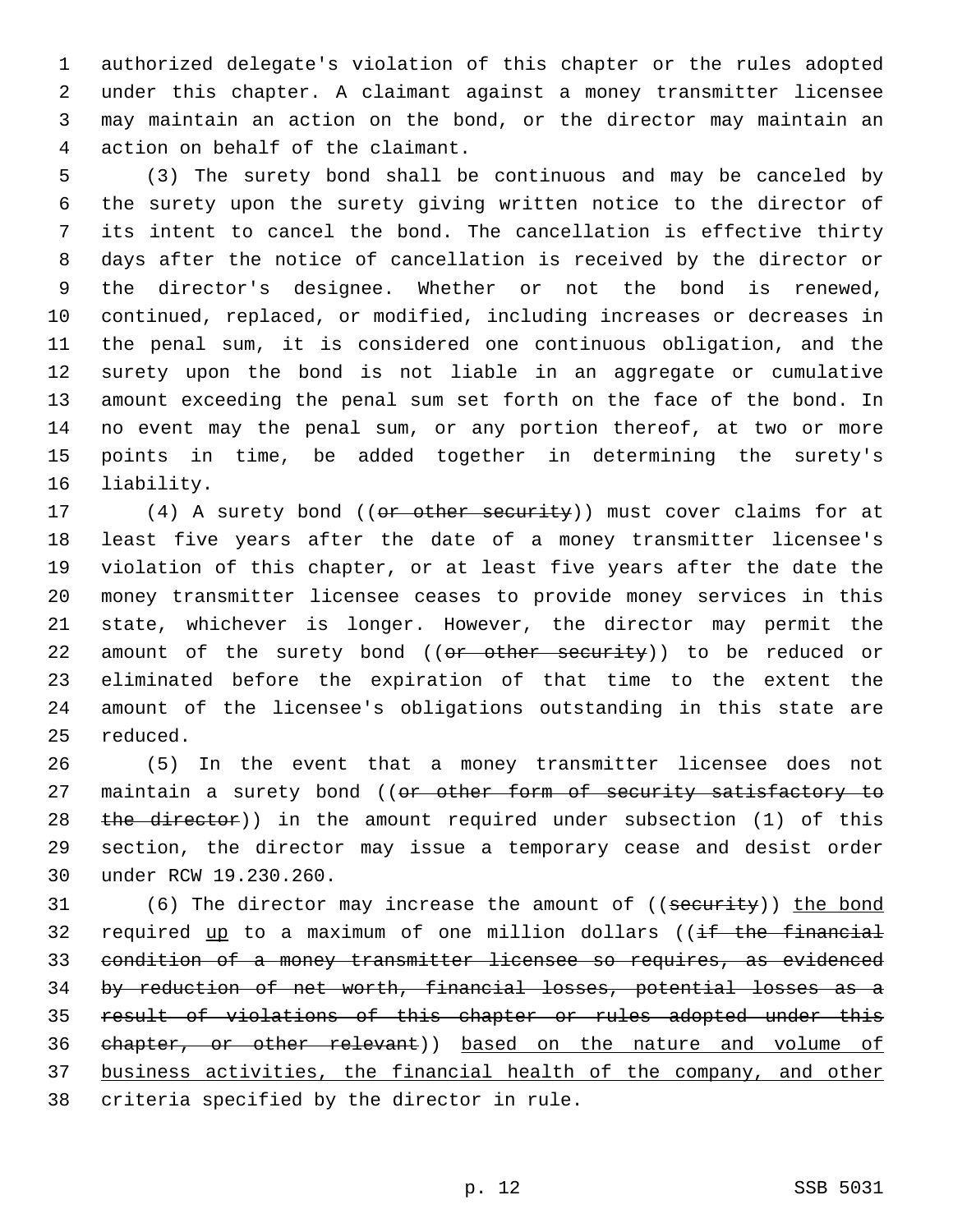authorized delegate's violation of this chapter or the rules adopted under this chapter. A claimant against a money transmitter licensee may maintain an action on the bond, or the director may maintain an action on behalf of the claimant.

(3) The surety bond shall be continuous and may be canceled by the surety upon the surety giving written notice to the director of its intent to cancel the bond. The cancellation is effective thirty days after the notice of cancellation is received by the director or the director's designee. Whether or not the bond is renewed, continued, replaced, or modified, including increases or decreases in the penal sum, it is considered one continuous obligation, and the surety upon the bond is not liable in an aggregate or cumulative amount exceeding the penal sum set forth on the face of the bond. In no event may the penal sum, or any portion thereof, at two or more points in time, be added together in determining the surety's liability.

(4) A surety bond ((~~or other security~~)) must cover claims for at least five years after the date of a money transmitter licensee's violation of this chapter, or at least five years after the date the money transmitter licensee ceases to provide money services in this state, whichever is longer. However, the director may permit the amount of the surety bond ((~~or other security~~)) to be reduced or eliminated before the expiration of that time to the extent the amount of the licensee's obligations outstanding in this state are reduced.

(5) In the event that a money transmitter licensee does not maintain a surety bond ((~~or other form of security satisfactory to the director~~)) in the amount required under subsection (1) of this section, the director may issue a temporary cease and desist order under RCW 19.230.260.

(6) The director may increase the amount of ((~~security~~)) <u>the bond</u> required <u>up</u> to a maximum of one million dollars ((~~if the financial condition of a money transmitter licensee so requires, as evidenced by reduction of net worth, financial losses, potential losses as a result of violations of this chapter or rules adopted under this chapter, or other relevant~~)) <u>based on the nature and volume of business activities, the financial health of the company, and other</u> criteria specified by the director in rule.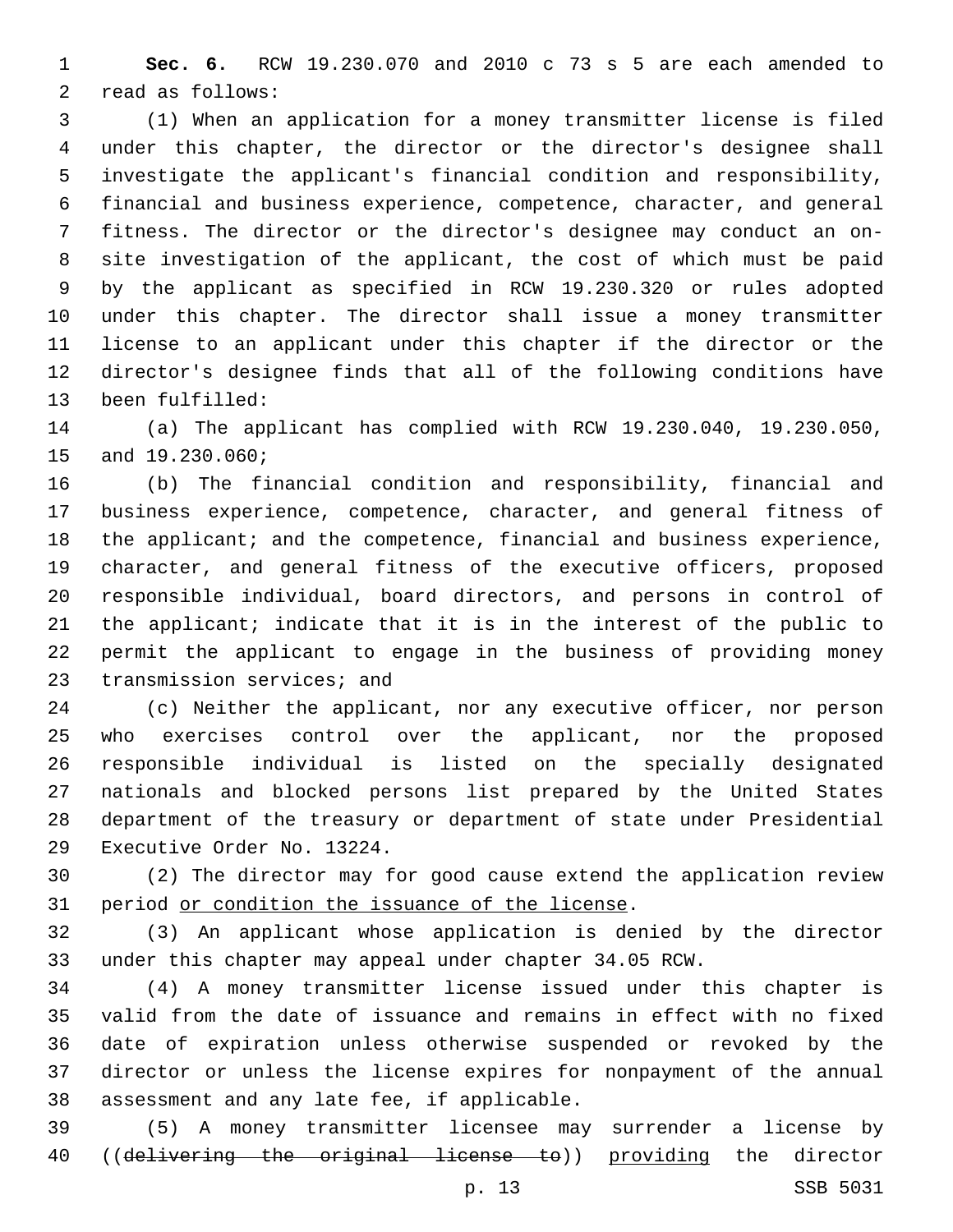**Sec. 6.** RCW 19.230.070 and 2010 c 73 s 5 are each amended to read as follows:

(1) When an application for a money transmitter license is filed under this chapter, the director or the director's designee shall investigate the applicant's financial condition and responsibility, financial and business experience, competence, character, and general fitness. The director or the director's designee may conduct an on-site investigation of the applicant, the cost of which must be paid by the applicant as specified in RCW 19.230.320 or rules adopted under this chapter. The director shall issue a money transmitter license to an applicant under this chapter if the director or the director's designee finds that all of the following conditions have been fulfilled:

(a) The applicant has complied with RCW 19.230.040, 19.230.050, and 19.230.060;

(b) The financial condition and responsibility, financial and business experience, competence, character, and general fitness of the applicant; and the competence, financial and business experience, character, and general fitness of the executive officers, proposed responsible individual, board directors, and persons in control of the applicant; indicate that it is in the interest of the public to permit the applicant to engage in the business of providing money transmission services; and

(c) Neither the applicant, nor any executive officer, nor person who exercises control over the applicant, nor the proposed responsible individual is listed on the specially designated nationals and blocked persons list prepared by the United States department of the treasury or department of state under Presidential Executive Order No. 13224.

(2) The director may for good cause extend the application review period <u>or condition the issuance of the license</u>.

(3) An applicant whose application is denied by the director under this chapter may appeal under chapter 34.05 RCW.

(4) A money transmitter license issued under this chapter is valid from the date of issuance and remains in effect with no fixed date of expiration unless otherwise suspended or revoked by the director or unless the license expires for nonpayment of the annual assessment and any late fee, if applicable.

(5) A money transmitter licensee may surrender a license by ((~~delivering the original license to~~)) <u>providing</u> the director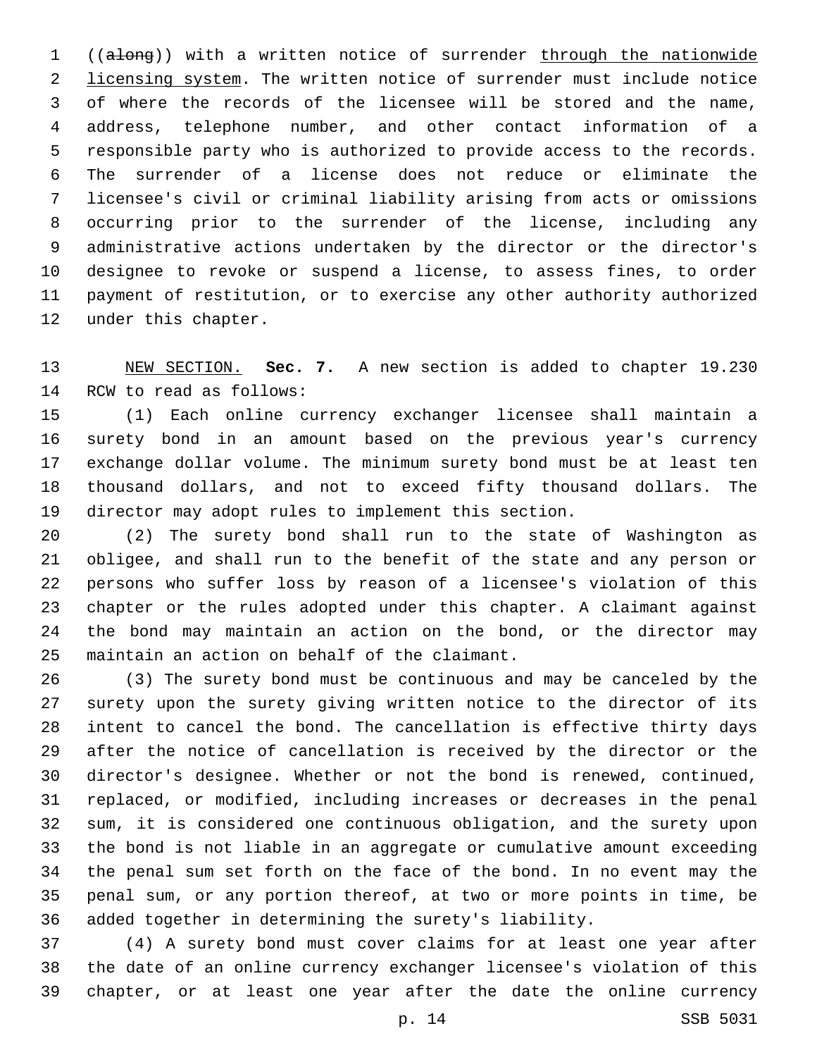((~~along~~)) with a written notice of surrender <u>through the nationwide licensing system</u>. The written notice of surrender must include notice of where the records of the licensee will be stored and the name, address, telephone number, and other contact information of a responsible party who is authorized to provide access to the records. The surrender of a license does not reduce or eliminate the licensee's civil or criminal liability arising from acts or omissions occurring prior to the surrender of the license, including any administrative actions undertaken by the director or the director's designee to revoke or suspend a license, to assess fines, to order payment of restitution, or to exercise any other authority authorized under this chapter.

<u>NEW SECTION.</u> **Sec. 7.** A new section is added to chapter 19.230 RCW to read as follows:

(1) Each online currency exchanger licensee shall maintain a surety bond in an amount based on the previous year's currency exchange dollar volume. The minimum surety bond must be at least ten thousand dollars, and not to exceed fifty thousand dollars. The director may adopt rules to implement this section.

(2) The surety bond shall run to the state of Washington as obligee, and shall run to the benefit of the state and any person or persons who suffer loss by reason of a licensee's violation of this chapter or the rules adopted under this chapter. A claimant against the bond may maintain an action on the bond, or the director may maintain an action on behalf of the claimant.

(3) The surety bond must be continuous and may be canceled by the surety upon the surety giving written notice to the director of its intent to cancel the bond. The cancellation is effective thirty days after the notice of cancellation is received by the director or the director's designee. Whether or not the bond is renewed, continued, replaced, or modified, including increases or decreases in the penal sum, it is considered one continuous obligation, and the surety upon the bond is not liable in an aggregate or cumulative amount exceeding the penal sum set forth on the face of the bond. In no event may the penal sum, or any portion thereof, at two or more points in time, be added together in determining the surety's liability.

(4) A surety bond must cover claims for at least one year after the date of an online currency exchanger licensee's violation of this chapter, or at least one year after the date the online currency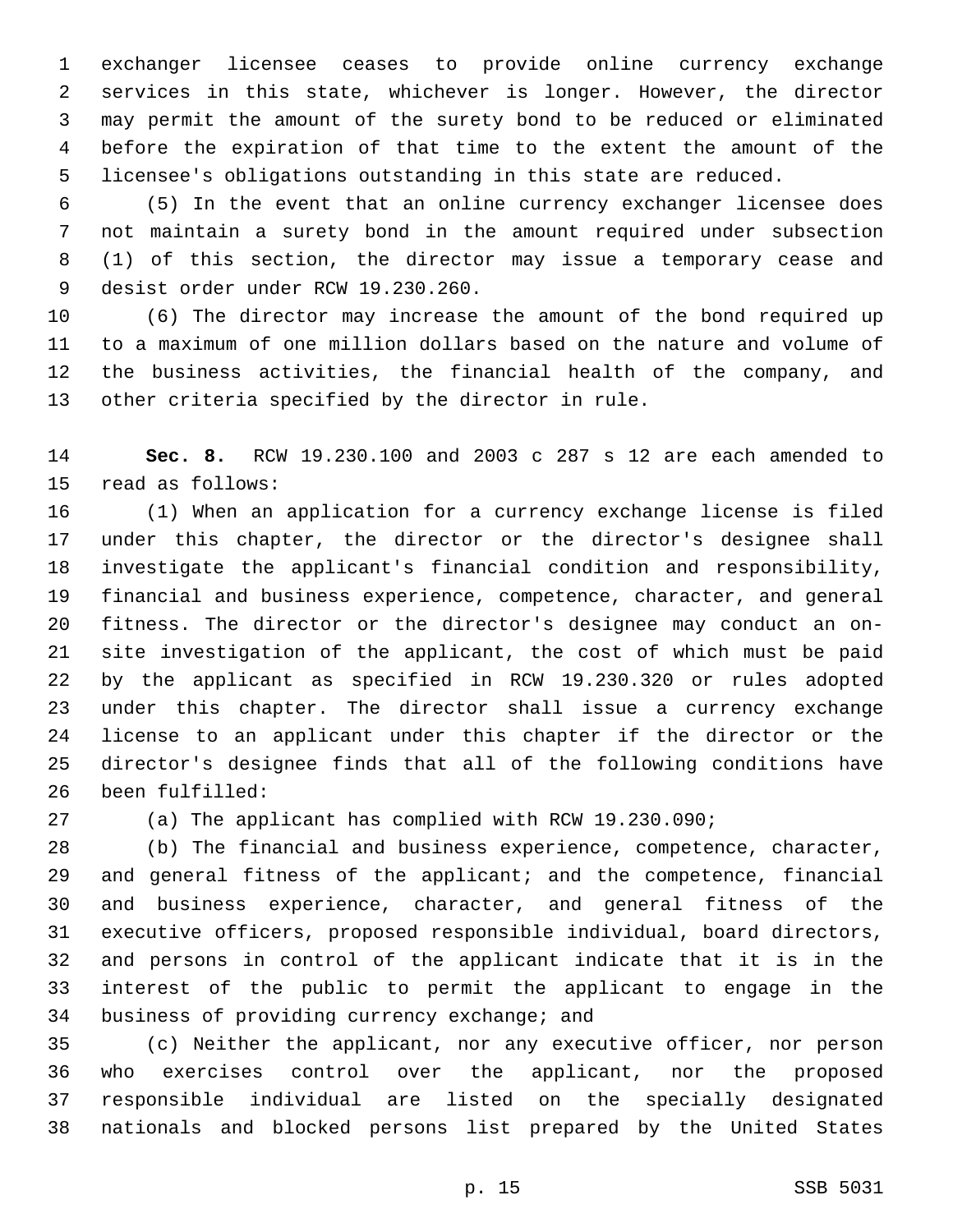exchanger licensee ceases to provide online currency exchange services in this state, whichever is longer. However, the director may permit the amount of the surety bond to be reduced or eliminated before the expiration of that time to the extent the amount of the licensee's obligations outstanding in this state are reduced.

(5) In the event that an online currency exchanger licensee does not maintain a surety bond in the amount required under subsection (1) of this section, the director may issue a temporary cease and desist order under RCW 19.230.260.

(6) The director may increase the amount of the bond required up to a maximum of one million dollars based on the nature and volume of the business activities, the financial health of the company, and other criteria specified by the director in rule.

**Sec. 8.** RCW 19.230.100 and 2003 c 287 s 12 are each amended to read as follows:

(1) When an application for a currency exchange license is filed under this chapter, the director or the director's designee shall investigate the applicant's financial condition and responsibility, financial and business experience, competence, character, and general fitness. The director or the director's designee may conduct an on-site investigation of the applicant, the cost of which must be paid by the applicant as specified in RCW 19.230.320 or rules adopted under this chapter. The director shall issue a currency exchange license to an applicant under this chapter if the director or the director's designee finds that all of the following conditions have been fulfilled:

(a) The applicant has complied with RCW 19.230.090;

(b) The financial and business experience, competence, character, and general fitness of the applicant; and the competence, financial and business experience, character, and general fitness of the executive officers, proposed responsible individual, board directors, and persons in control of the applicant indicate that it is in the interest of the public to permit the applicant to engage in the business of providing currency exchange; and

(c) Neither the applicant, nor any executive officer, nor person who exercises control over the applicant, nor the proposed responsible individual are listed on the specially designated nationals and blocked persons list prepared by the United States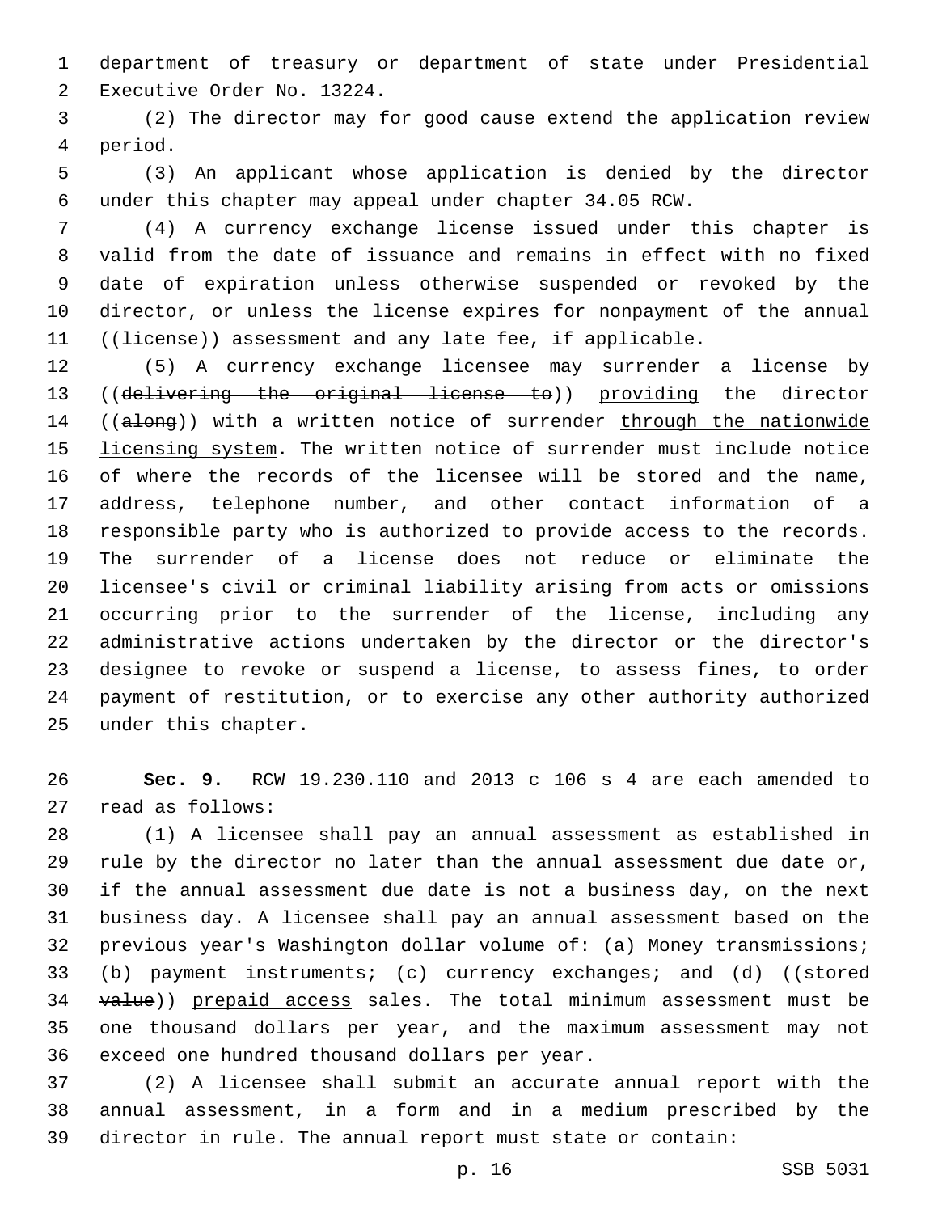department of treasury or department of state under Presidential Executive Order No. 13224.

(2) The director may for good cause extend the application review period.

(3) An applicant whose application is denied by the director under this chapter may appeal under chapter 34.05 RCW.

(4) A currency exchange license issued under this chapter is valid from the date of issuance and remains in effect with no fixed date of expiration unless otherwise suspended or revoked by the director, or unless the license expires for nonpayment of the annual ((~~license~~)) assessment and any late fee, if applicable.

(5) A currency exchange licensee may surrender a license by ((~~delivering the original license to~~)) <u>providing</u> the director ((~~along~~)) with a written notice of surrender <u>through the nationwide licensing system</u>. The written notice of surrender must include notice of where the records of the licensee will be stored and the name, address, telephone number, and other contact information of a responsible party who is authorized to provide access to the records. The surrender of a license does not reduce or eliminate the licensee's civil or criminal liability arising from acts or omissions occurring prior to the surrender of the license, including any administrative actions undertaken by the director or the director's designee to revoke or suspend a license, to assess fines, to order payment of restitution, or to exercise any other authority authorized under this chapter.

**Sec. 9.** RCW 19.230.110 and 2013 c 106 s 4 are each amended to read as follows:

(1) A licensee shall pay an annual assessment as established in rule by the director no later than the annual assessment due date or, if the annual assessment due date is not a business day, on the next business day. A licensee shall pay an annual assessment based on the previous year's Washington dollar volume of: (a) Money transmissions; (b) payment instruments; (c) currency exchanges; and (d) ((~~stored value~~)) <u>prepaid access</u> sales. The total minimum assessment must be one thousand dollars per year, and the maximum assessment may not exceed one hundred thousand dollars per year.

(2) A licensee shall submit an accurate annual report with the annual assessment, in a form and in a medium prescribed by the director in rule. The annual report must state or contain: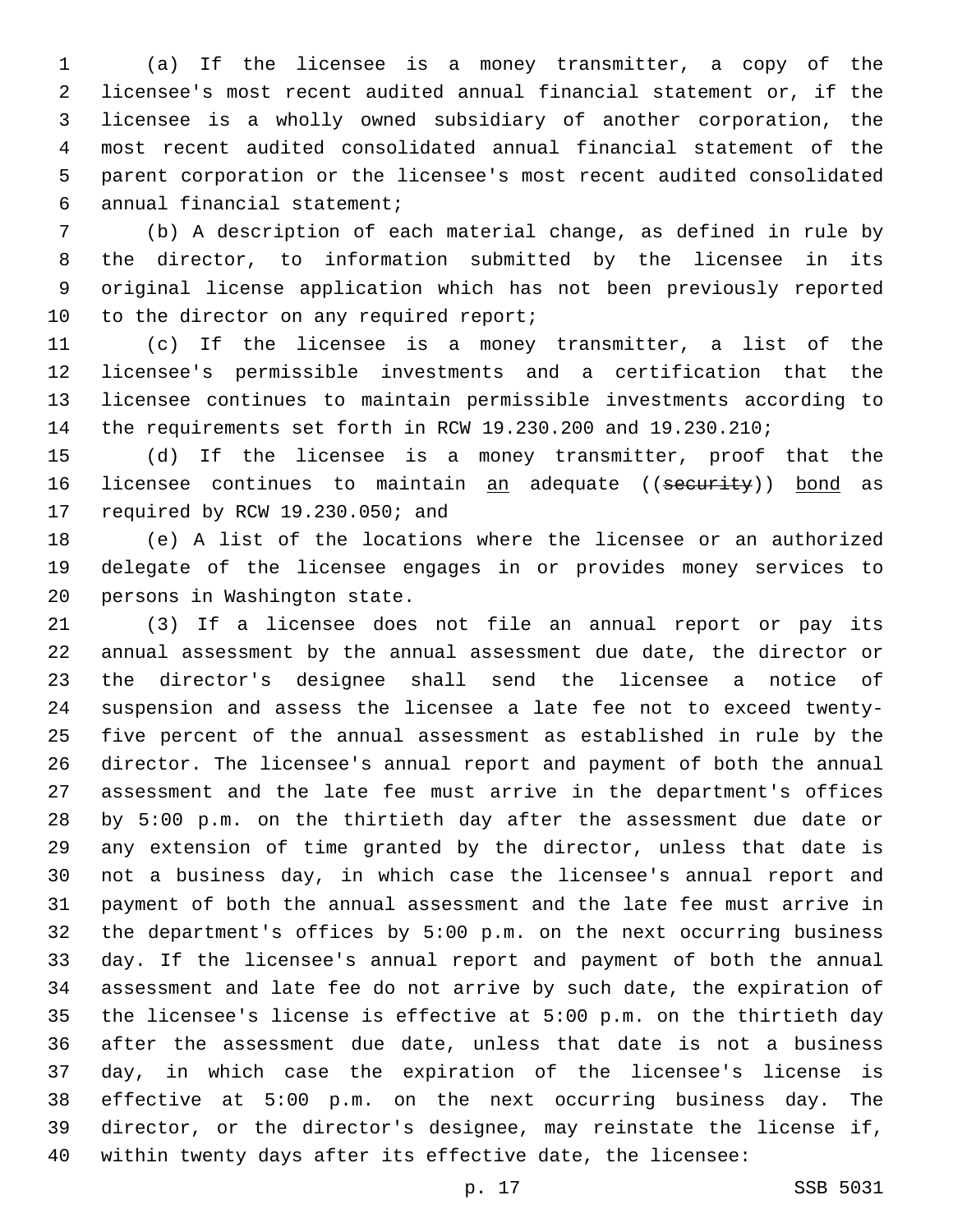(a) If the licensee is a money transmitter, a copy of the licensee's most recent audited annual financial statement or, if the licensee is a wholly owned subsidiary of another corporation, the most recent audited consolidated annual financial statement of the parent corporation or the licensee's most recent audited consolidated annual financial statement;

(b) A description of each material change, as defined in rule by the director, to information submitted by the licensee in its original license application which has not been previously reported to the director on any required report;

(c) If the licensee is a money transmitter, a list of the licensee's permissible investments and a certification that the licensee continues to maintain permissible investments according to the requirements set forth in RCW 19.230.200 and 19.230.210;

(d) If the licensee is a money transmitter, proof that the licensee continues to maintain <u>an</u> adequate ((~~security~~)) <u>bond</u> as required by RCW 19.230.050; and

(e) A list of the locations where the licensee or an authorized delegate of the licensee engages in or provides money services to persons in Washington state.

(3) If a licensee does not file an annual report or pay its annual assessment by the annual assessment due date, the director or the director's designee shall send the licensee a notice of suspension and assess the licensee a late fee not to exceed twenty-five percent of the annual assessment as established in rule by the director. The licensee's annual report and payment of both the annual assessment and the late fee must arrive in the department's offices by 5:00 p.m. on the thirtieth day after the assessment due date or any extension of time granted by the director, unless that date is not a business day, in which case the licensee's annual report and payment of both the annual assessment and the late fee must arrive in the department's offices by 5:00 p.m. on the next occurring business day. If the licensee's annual report and payment of both the annual assessment and late fee do not arrive by such date, the expiration of the licensee's license is effective at 5:00 p.m. on the thirtieth day after the assessment due date, unless that date is not a business day, in which case the expiration of the licensee's license is effective at 5:00 p.m. on the next occurring business day. The director, or the director's designee, may reinstate the license if, within twenty days after its effective date, the licensee: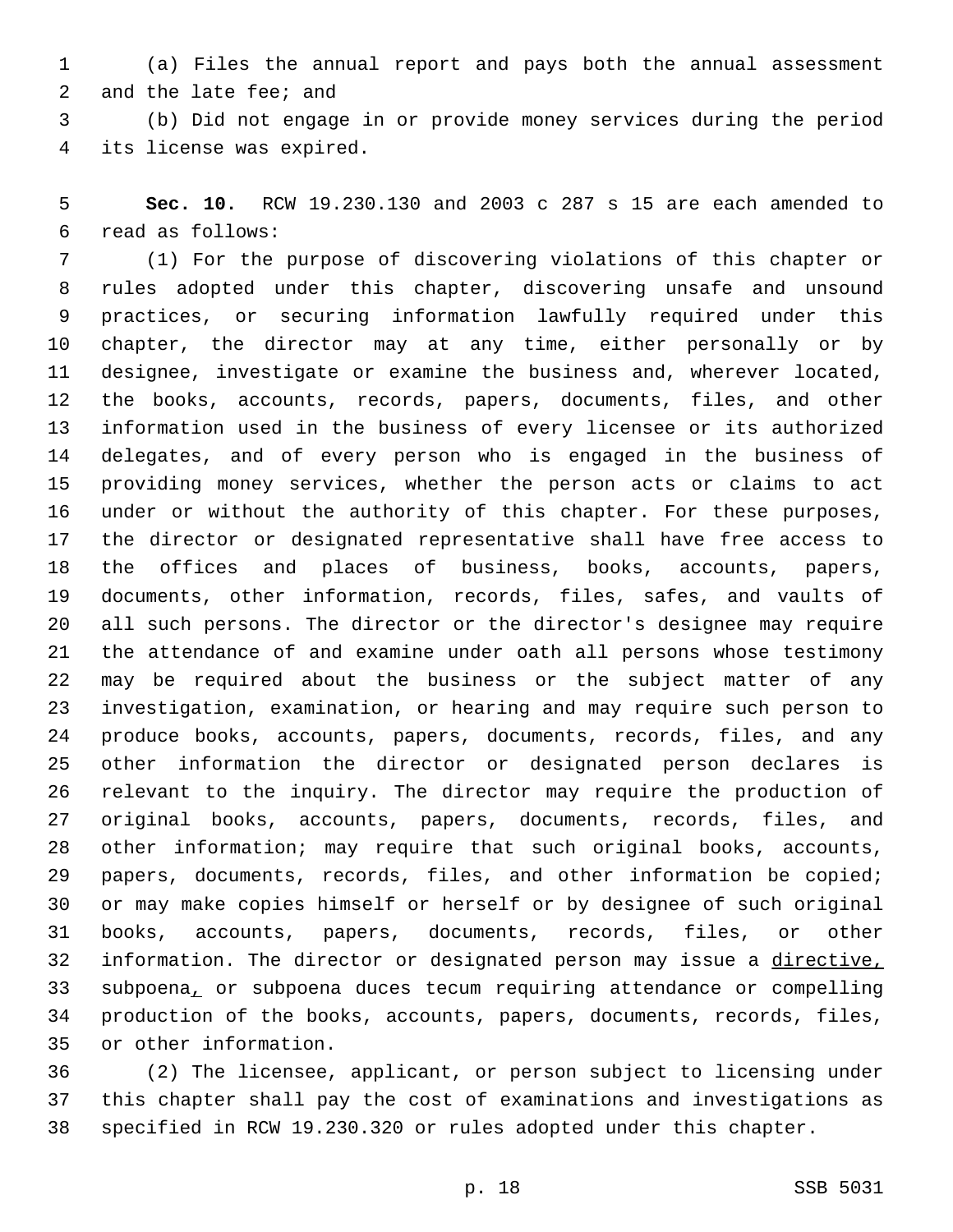(a) Files the annual report and pays both the annual assessment and the late fee; and

(b) Did not engage in or provide money services during the period its license was expired.

**Sec. 10.** RCW 19.230.130 and 2003 c 287 s 15 are each amended to read as follows:

(1) For the purpose of discovering violations of this chapter or rules adopted under this chapter, discovering unsafe and unsound practices, or securing information lawfully required under this chapter, the director may at any time, either personally or by designee, investigate or examine the business and, wherever located, the books, accounts, records, papers, documents, files, and other information used in the business of every licensee or its authorized delegates, and of every person who is engaged in the business of providing money services, whether the person acts or claims to act under or without the authority of this chapter. For these purposes, the director or designated representative shall have free access to the offices and places of business, books, accounts, papers, documents, other information, records, files, safes, and vaults of all such persons. The director or the director's designee may require the attendance of and examine under oath all persons whose testimony may be required about the business or the subject matter of any investigation, examination, or hearing and may require such person to produce books, accounts, papers, documents, records, files, and any other information the director or designated person declares is relevant to the inquiry. The director may require the production of original books, accounts, papers, documents, records, files, and other information; may require that such original books, accounts, papers, documents, records, files, and other information be copied; or may make copies himself or herself or by designee of such original books, accounts, papers, documents, records, files, or other information. The director or designated person may issue a <u>directive,</u> subpoena<u>,</u> or subpoena duces tecum requiring attendance or compelling production of the books, accounts, papers, documents, records, files, or other information.

(2) The licensee, applicant, or person subject to licensing under this chapter shall pay the cost of examinations and investigations as specified in RCW 19.230.320 or rules adopted under this chapter.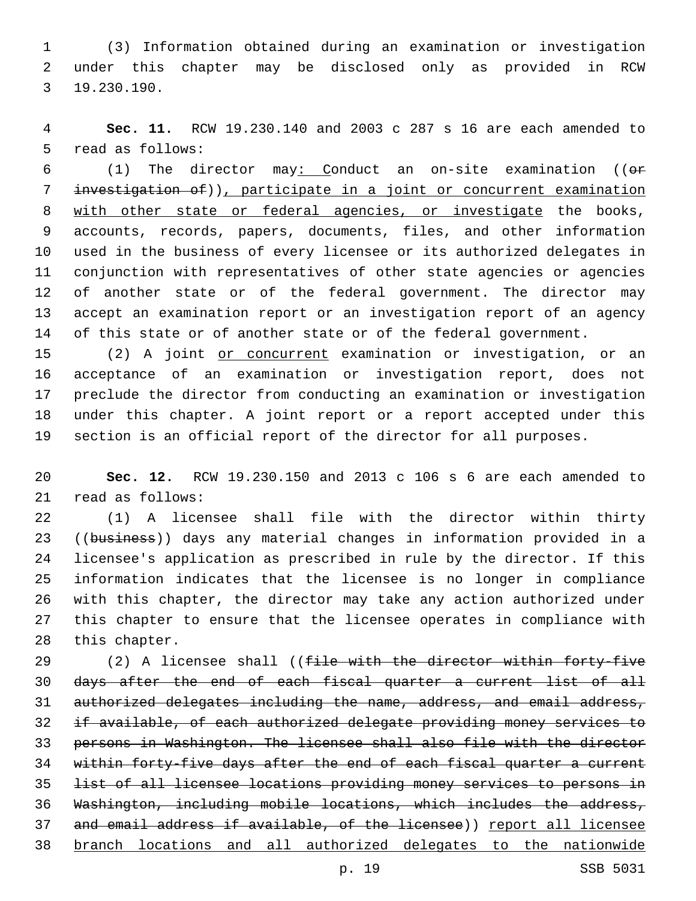(3) Information obtained during an examination or investigation under this chapter may be disclosed only as provided in RCW 19.230.190.

**Sec. 11.** RCW 19.230.140 and 2003 c 287 s 16 are each amended to read as follows:

(1) The director may: Conduct an on-site examination ((~~or investigation of~~)), participate in a joint or concurrent examination with other state or federal agencies, or investigate the books, accounts, records, papers, documents, files, and other information used in the business of every licensee or its authorized delegates in conjunction with representatives of other state agencies or agencies of another state or of the federal government. The director may accept an examination report or an investigation report of an agency of this state or of another state or of the federal government.

(2) A joint or concurrent examination or investigation, or an acceptance of an examination or investigation report, does not preclude the director from conducting an examination or investigation under this chapter. A joint report or a report accepted under this section is an official report of the director for all purposes.

**Sec. 12.** RCW 19.230.150 and 2013 c 106 s 6 are each amended to read as follows:

(1) A licensee shall file with the director within thirty ((~~business~~)) days any material changes in information provided in a licensee's application as prescribed in rule by the director. If this information indicates that the licensee is no longer in compliance with this chapter, the director may take any action authorized under this chapter to ensure that the licensee operates in compliance with this chapter.

(2) A licensee shall ((~~file with the director within forty-five days after the end of each fiscal quarter a current list of all authorized delegates including the name, address, and email address, if available, of each authorized delegate providing money services to persons in Washington. The licensee shall also file with the director within forty-five days after the end of each fiscal quarter a current list of all licensee locations providing money services to persons in Washington, including mobile locations, which includes the address, and email address if available, of the licensee~~)) report all licensee branch locations and all authorized delegates to the nationwide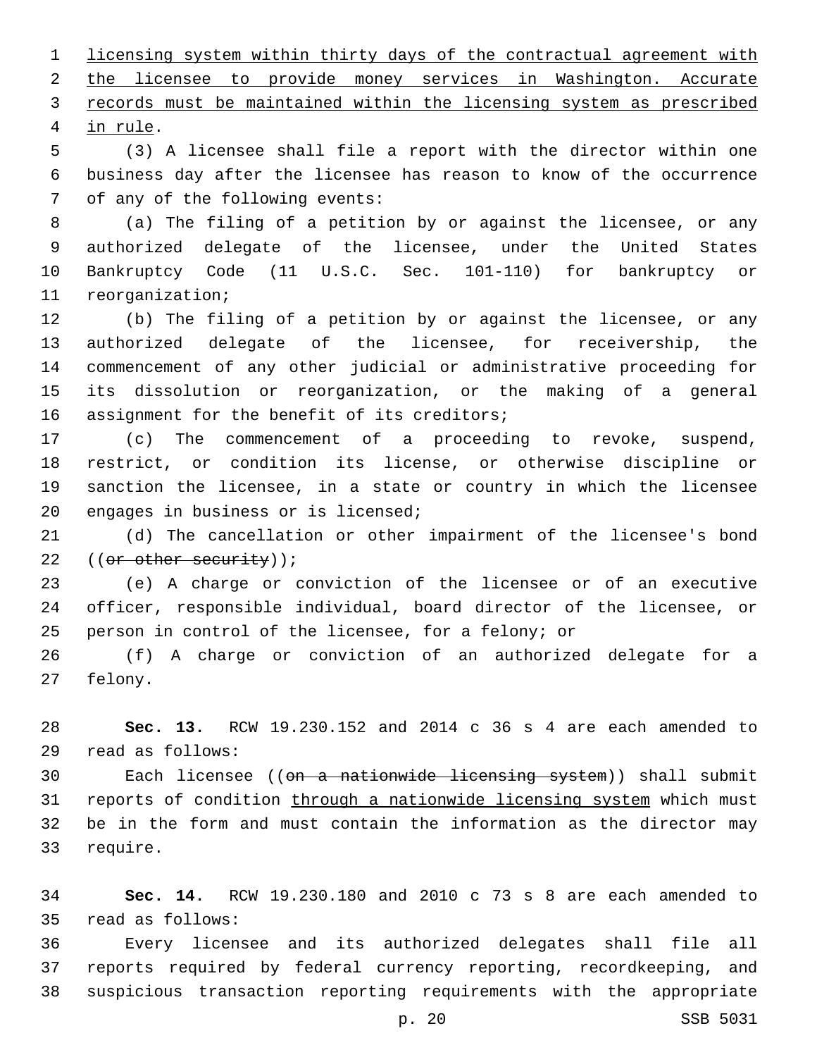licensing system within thirty days of the contractual agreement with the licensee to provide money services in Washington. Accurate records must be maintained within the licensing system as prescribed in rule.

(3) A licensee shall file a report with the director within one business day after the licensee has reason to know of the occurrence of any of the following events:

(a) The filing of a petition by or against the licensee, or any authorized delegate of the licensee, under the United States Bankruptcy Code (11 U.S.C. Sec. 101-110) for bankruptcy or reorganization;

(b) The filing of a petition by or against the licensee, or any authorized delegate of the licensee, for receivership, the commencement of any other judicial or administrative proceeding for its dissolution or reorganization, or the making of a general assignment for the benefit of its creditors;

(c) The commencement of a proceeding to revoke, suspend, restrict, or condition its license, or otherwise discipline or sanction the licensee, in a state or country in which the licensee engages in business or is licensed;

(d) The cancellation or other impairment of the licensee's bond ((~~or other security~~));

(e) A charge or conviction of the licensee or of an executive officer, responsible individual, board director of the licensee, or person in control of the licensee, for a felony; or

(f) A charge or conviction of an authorized delegate for a felony.

**Sec. 13.** RCW 19.230.152 and 2014 c 36 s 4 are each amended to read as follows:

Each licensee ((~~on a nationwide licensing system~~)) shall submit reports of condition through a nationwide licensing system which must be in the form and must contain the information as the director may require.

**Sec. 14.** RCW 19.230.180 and 2010 c 73 s 8 are each amended to read as follows:

Every licensee and its authorized delegates shall file all reports required by federal currency reporting, recordkeeping, and suspicious transaction reporting requirements with the appropriate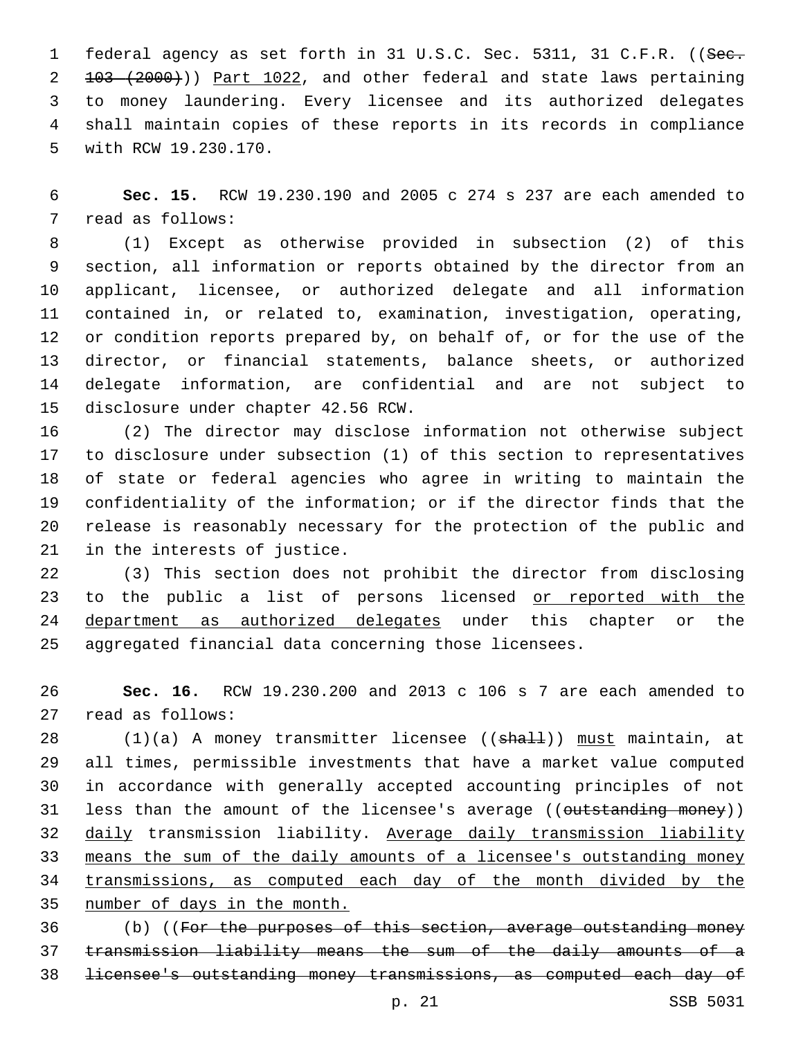federal agency as set forth in 31 U.S.C. Sec. 5311, 31 C.F.R. ((~~Sec. 103 (2000)~~)) <u>Part 1022</u>, and other federal and state laws pertaining to money laundering. Every licensee and its authorized delegates shall maintain copies of these reports in its records in compliance with RCW 19.230.170.

**Sec. 15.** RCW 19.230.190 and 2005 c 274 s 237 are each amended to read as follows:

(1) Except as otherwise provided in subsection (2) of this section, all information or reports obtained by the director from an applicant, licensee, or authorized delegate and all information contained in, or related to, examination, investigation, operating, or condition reports prepared by, on behalf of, or for the use of the director, or financial statements, balance sheets, or authorized delegate information, are confidential and are not subject to disclosure under chapter 42.56 RCW.

(2) The director may disclose information not otherwise subject to disclosure under subsection (1) of this section to representatives of state or federal agencies who agree in writing to maintain the confidentiality of the information; or if the director finds that the release is reasonably necessary for the protection of the public and in the interests of justice.

(3) This section does not prohibit the director from disclosing to the public a list of persons licensed <u>or reported with the department as authorized delegates</u> under this chapter or the aggregated financial data concerning those licensees.

**Sec. 16.** RCW 19.230.200 and 2013 c 106 s 7 are each amended to read as follows:

(1)(a) A money transmitter licensee ((~~shall~~)) <u>must</u> maintain, at all times, permissible investments that have a market value computed in accordance with generally accepted accounting principles of not less than the amount of the licensee's average ((~~outstanding money~~)) <u>daily</u> transmission liability. <u>Average daily transmission liability means the sum of the daily amounts of a licensee's outstanding money transmissions, as computed each day of the month divided by the number of days in the month.</u>

(b) ((~~For the purposes of this section, average outstanding money transmission liability means the sum of the daily amounts of a licensee's outstanding money transmissions, as computed each day of~~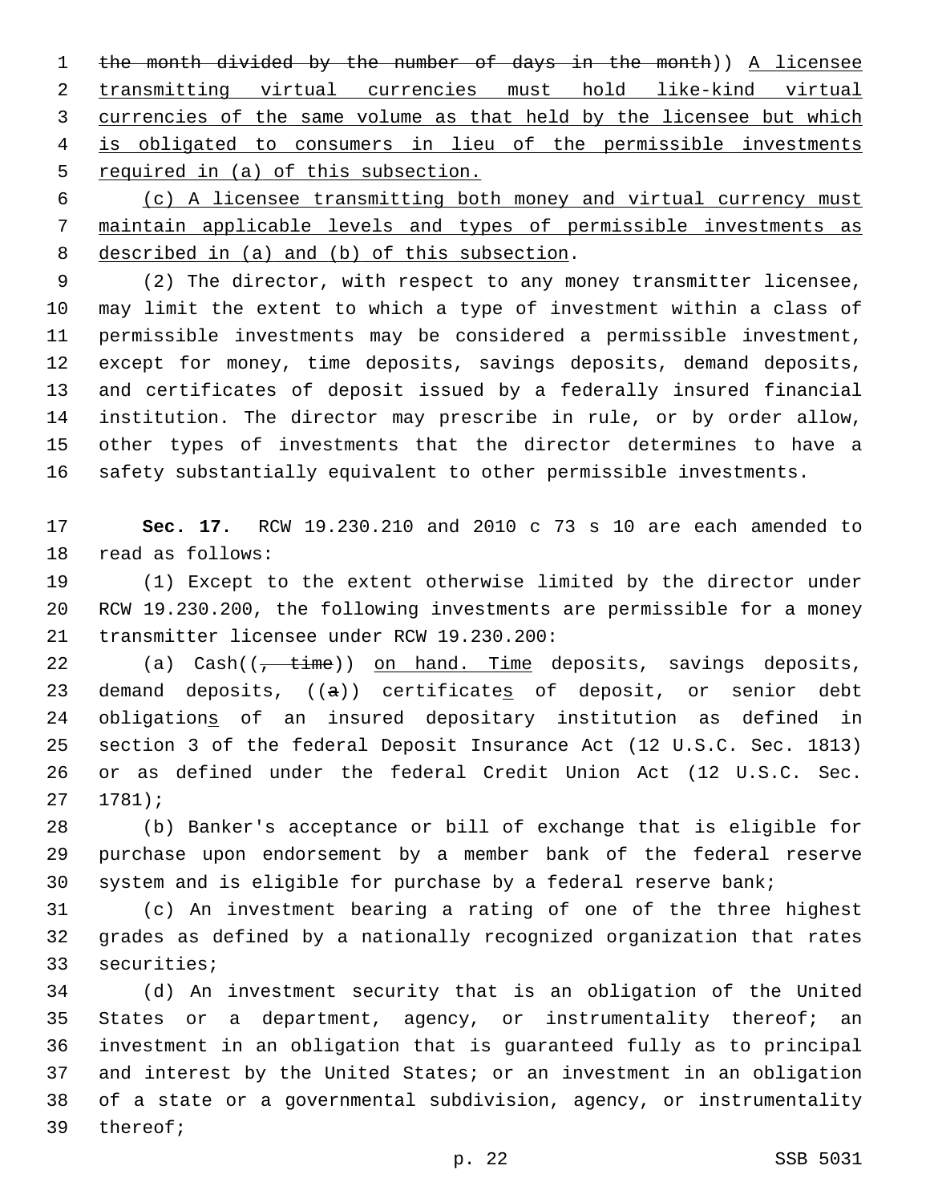the month divided by the number of days in the month)) A licensee transmitting virtual currencies must hold like-kind virtual currencies of the same volume as that held by the licensee but which is obligated to consumers in lieu of the permissible investments required in (a) of this subsection.

(c) A licensee transmitting both money and virtual currency must maintain applicable levels and types of permissible investments as described in (a) and (b) of this subsection.

(2) The director, with respect to any money transmitter licensee, may limit the extent to which a type of investment within a class of permissible investments may be considered a permissible investment, except for money, time deposits, savings deposits, demand deposits, and certificates of deposit issued by a federally insured financial institution. The director may prescribe in rule, or by order allow, other types of investments that the director determines to have a safety substantially equivalent to other permissible investments.

**Sec. 17.** RCW 19.230.210 and 2010 c 73 s 10 are each amended to read as follows:

(1) Except to the extent otherwise limited by the director under RCW 19.230.200, the following investments are permissible for a money transmitter licensee under RCW 19.230.200:

(a) Cash((, time)) on hand. Time deposits, savings deposits, demand deposits, ((a)) certificates of deposit, or senior debt obligations of an insured depository institution as defined in section 3 of the federal Deposit Insurance Act (12 U.S.C. Sec. 1813) or as defined under the federal Credit Union Act (12 U.S.C. Sec. 1781);

(b) Banker's acceptance or bill of exchange that is eligible for purchase upon endorsement by a member bank of the federal reserve system and is eligible for purchase by a federal reserve bank;

(c) An investment bearing a rating of one of the three highest grades as defined by a nationally recognized organization that rates securities;

(d) An investment security that is an obligation of the United States or a department, agency, or instrumentality thereof; an investment in an obligation that is guaranteed fully as to principal and interest by the United States; or an investment in an obligation of a state or a governmental subdivision, agency, or instrumentality thereof;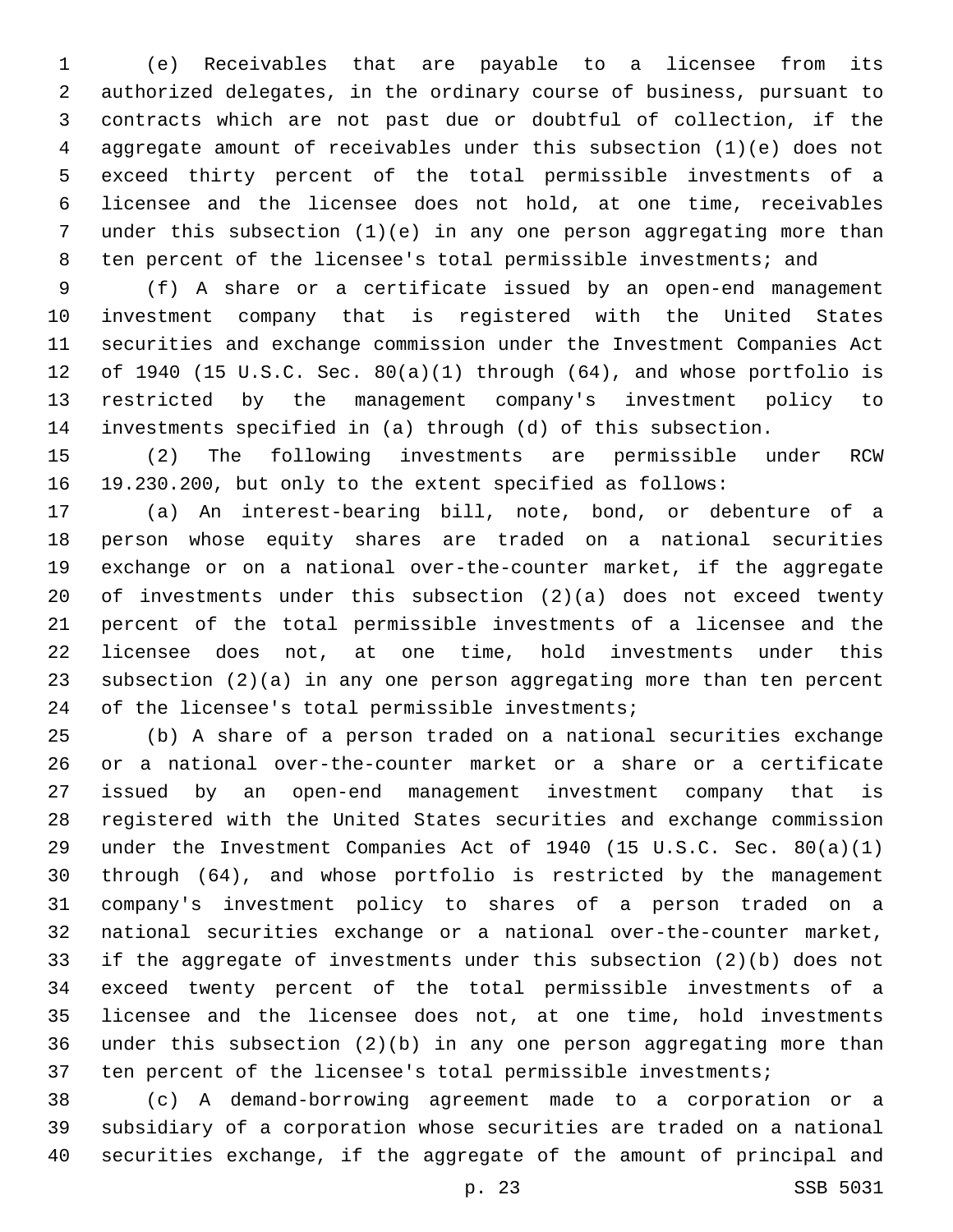(e) Receivables that are payable to a licensee from its authorized delegates, in the ordinary course of business, pursuant to contracts which are not past due or doubtful of collection, if the aggregate amount of receivables under this subsection (1)(e) does not exceed thirty percent of the total permissible investments of a licensee and the licensee does not hold, at one time, receivables under this subsection (1)(e) in any one person aggregating more than ten percent of the licensee's total permissible investments; and

(f) A share or a certificate issued by an open-end management investment company that is registered with the United States securities and exchange commission under the Investment Companies Act of 1940 (15 U.S.C. Sec. 80(a)(1) through (64), and whose portfolio is restricted by the management company's investment policy to investments specified in (a) through (d) of this subsection.

(2) The following investments are permissible under RCW 19.230.200, but only to the extent specified as follows:

(a) An interest-bearing bill, note, bond, or debenture of a person whose equity shares are traded on a national securities exchange or on a national over-the-counter market, if the aggregate of investments under this subsection (2)(a) does not exceed twenty percent of the total permissible investments of a licensee and the licensee does not, at one time, hold investments under this subsection (2)(a) in any one person aggregating more than ten percent of the licensee's total permissible investments;

(b) A share of a person traded on a national securities exchange or a national over-the-counter market or a share or a certificate issued by an open-end management investment company that is registered with the United States securities and exchange commission under the Investment Companies Act of 1940 (15 U.S.C. Sec. 80(a)(1) through (64), and whose portfolio is restricted by the management company's investment policy to shares of a person traded on a national securities exchange or a national over-the-counter market, if the aggregate of investments under this subsection (2)(b) does not exceed twenty percent of the total permissible investments of a licensee and the licensee does not, at one time, hold investments under this subsection (2)(b) in any one person aggregating more than ten percent of the licensee's total permissible investments;

(c) A demand-borrowing agreement made to a corporation or a subsidiary of a corporation whose securities are traded on a national securities exchange, if the aggregate of the amount of principal and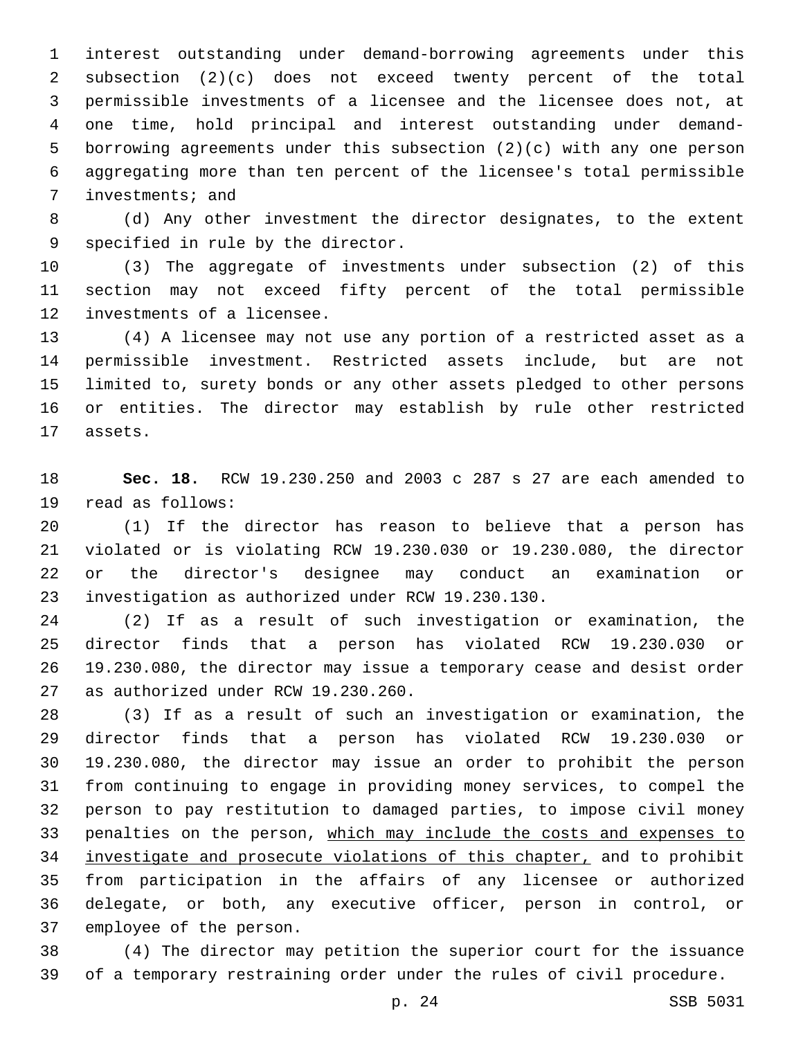interest outstanding under demand-borrowing agreements under this subsection (2)(c) does not exceed twenty percent of the total permissible investments of a licensee and the licensee does not, at one time, hold principal and interest outstanding under demand-borrowing agreements under this subsection (2)(c) with any one person aggregating more than ten percent of the licensee's total permissible investments; and

(d) Any other investment the director designates, to the extent specified in rule by the director.

(3) The aggregate of investments under subsection (2) of this section may not exceed fifty percent of the total permissible investments of a licensee.

(4) A licensee may not use any portion of a restricted asset as a permissible investment. Restricted assets include, but are not limited to, surety bonds or any other assets pledged to other persons or entities. The director may establish by rule other restricted assets.

**Sec. 18.** RCW 19.230.250 and 2003 c 287 s 27 are each amended to read as follows:

(1) If the director has reason to believe that a person has violated or is violating RCW 19.230.030 or 19.230.080, the director or the director's designee may conduct an examination or investigation as authorized under RCW 19.230.130.

(2) If as a result of such investigation or examination, the director finds that a person has violated RCW 19.230.030 or 19.230.080, the director may issue a temporary cease and desist order as authorized under RCW 19.230.260.

(3) If as a result of such an investigation or examination, the director finds that a person has violated RCW 19.230.030 or 19.230.080, the director may issue an order to prohibit the person from continuing to engage in providing money services, to compel the person to pay restitution to damaged parties, to impose civil money penalties on the person, <u>which may include the costs and expenses to investigate and prosecute violations of this chapter,</u> and to prohibit from participation in the affairs of any licensee or authorized delegate, or both, any executive officer, person in control, or employee of the person.

(4) The director may petition the superior court for the issuance of a temporary restraining order under the rules of civil procedure.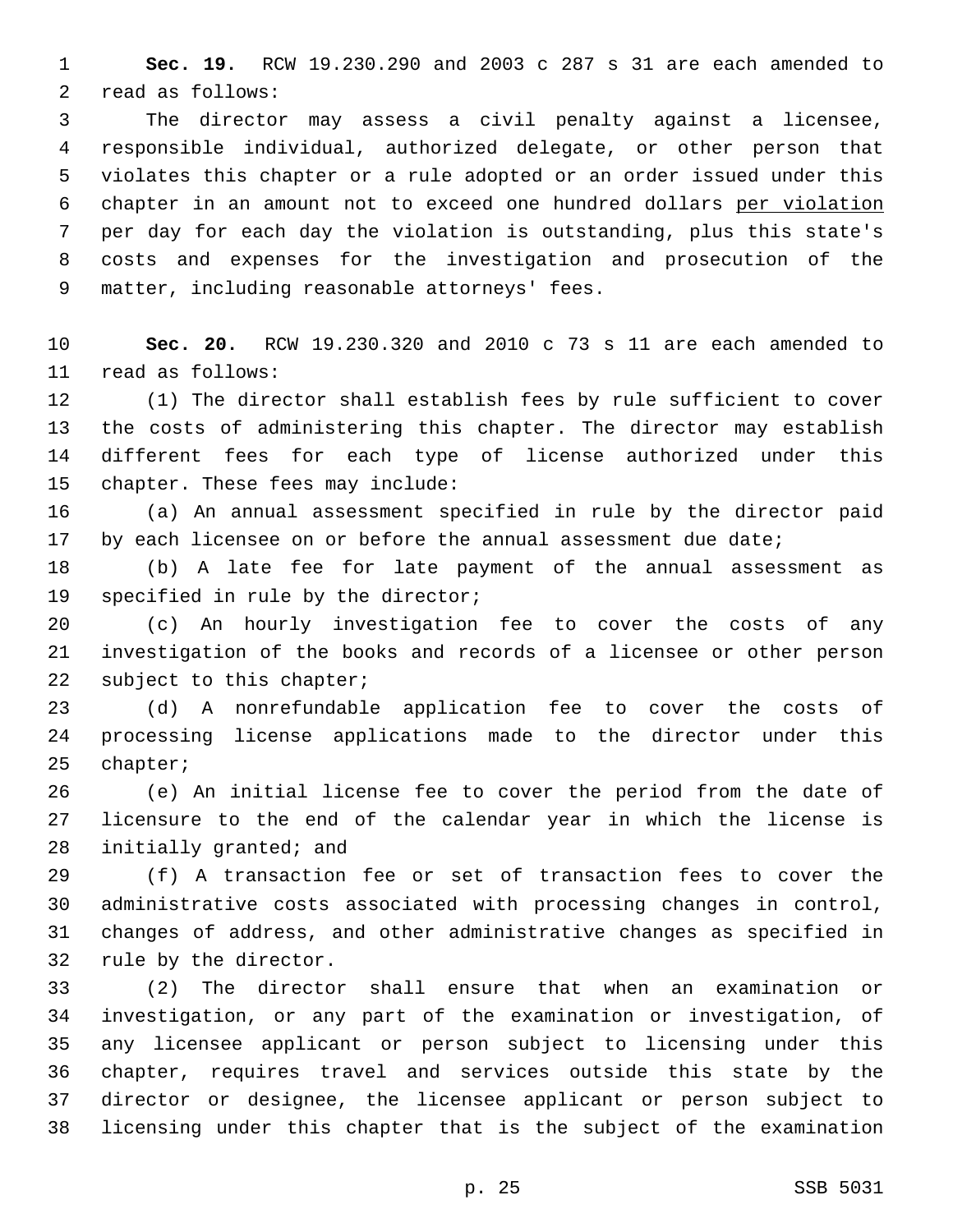**Sec. 19.** RCW 19.230.290 and 2003 c 287 s 31 are each amended to read as follows:

The director may assess a civil penalty against a licensee, responsible individual, authorized delegate, or other person that violates this chapter or a rule adopted or an order issued under this chapter in an amount not to exceed one hundred dollars <u>per violation</u> per day for each day the violation is outstanding, plus this state's costs and expenses for the investigation and prosecution of the matter, including reasonable attorneys' fees.

**Sec. 20.** RCW 19.230.320 and 2010 c 73 s 11 are each amended to read as follows:

(1) The director shall establish fees by rule sufficient to cover the costs of administering this chapter. The director may establish different fees for each type of license authorized under this chapter. These fees may include:

(a) An annual assessment specified in rule by the director paid by each licensee on or before the annual assessment due date;

(b) A late fee for late payment of the annual assessment as specified in rule by the director;

(c) An hourly investigation fee to cover the costs of any investigation of the books and records of a licensee or other person subject to this chapter;

(d) A nonrefundable application fee to cover the costs of processing license applications made to the director under this chapter;

(e) An initial license fee to cover the period from the date of licensure to the end of the calendar year in which the license is initially granted; and

(f) A transaction fee or set of transaction fees to cover the administrative costs associated with processing changes in control, changes of address, and other administrative changes as specified in rule by the director.

(2) The director shall ensure that when an examination or investigation, or any part of the examination or investigation, of any licensee applicant or person subject to licensing under this chapter, requires travel and services outside this state by the director or designee, the licensee applicant or person subject to licensing under this chapter that is the subject of the examination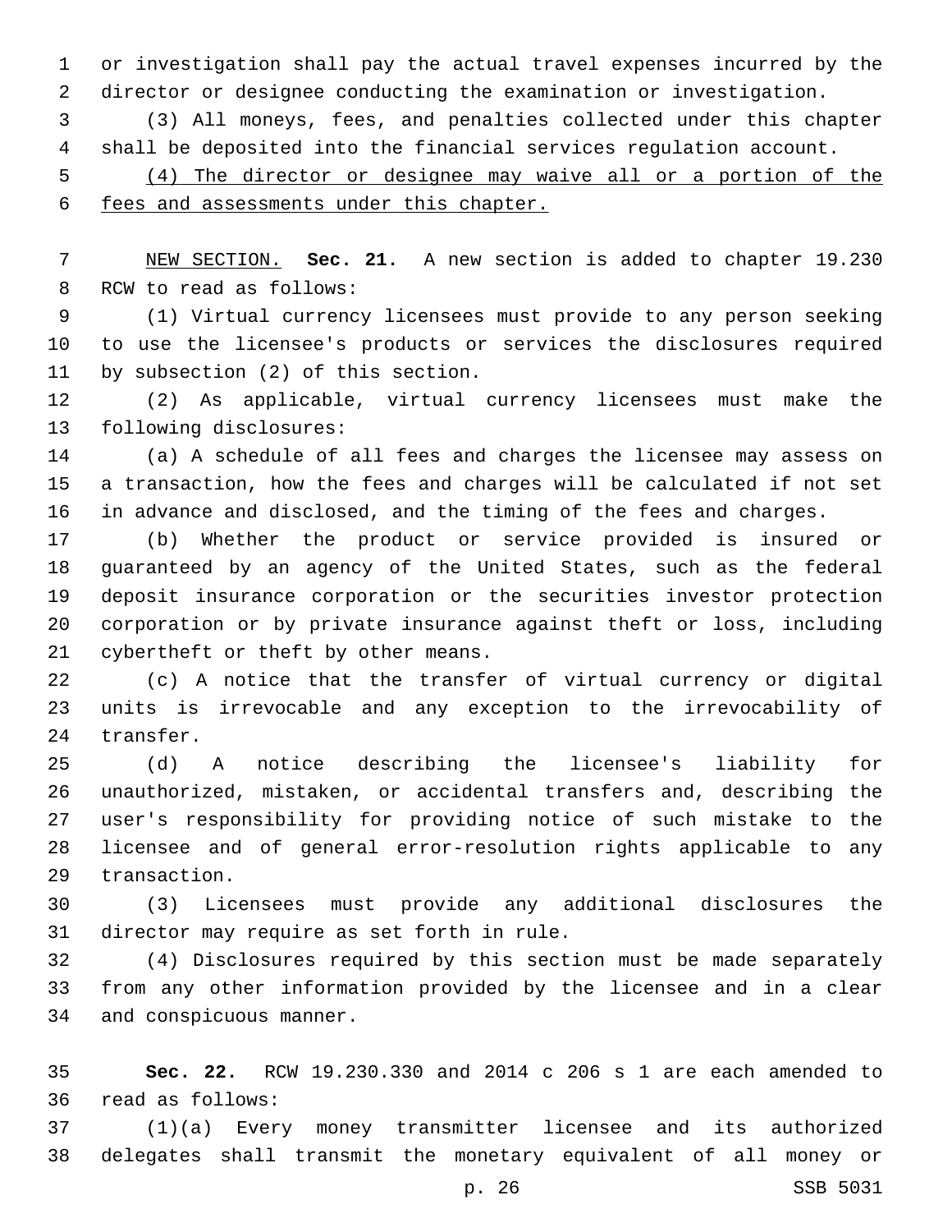or investigation shall pay the actual travel expenses incurred by the director or designee conducting the examination or investigation.

(3) All moneys, fees, and penalties collected under this chapter shall be deposited into the financial services regulation account.

<u>(4) The director or designee may waive all or a portion of the fees and assessments under this chapter.</u>

<u>NEW SECTION.</u> **Sec. 21.** A new section is added to chapter 19.230 RCW to read as follows:

(1) Virtual currency licensees must provide to any person seeking to use the licensee's products or services the disclosures required by subsection (2) of this section.

(2) As applicable, virtual currency licensees must make the following disclosures:

(a) A schedule of all fees and charges the licensee may assess on a transaction, how the fees and charges will be calculated if not set in advance and disclosed, and the timing of the fees and charges.

(b) Whether the product or service provided is insured or guaranteed by an agency of the United States, such as the federal deposit insurance corporation or the securities investor protection corporation or by private insurance against theft or loss, including cybertheft or theft by other means.

(c) A notice that the transfer of virtual currency or digital units is irrevocable and any exception to the irrevocability of transfer.

(d) A notice describing the licensee's liability for unauthorized, mistaken, or accidental transfers and, describing the user's responsibility for providing notice of such mistake to the licensee and of general error-resolution rights applicable to any transaction.

(3) Licensees must provide any additional disclosures the director may require as set forth in rule.

(4) Disclosures required by this section must be made separately from any other information provided by the licensee and in a clear and conspicuous manner.

**Sec. 22.** RCW 19.230.330 and 2014 c 206 s 1 are each amended to read as follows:

(1)(a) Every money transmitter licensee and its authorized delegates shall transmit the monetary equivalent of all money or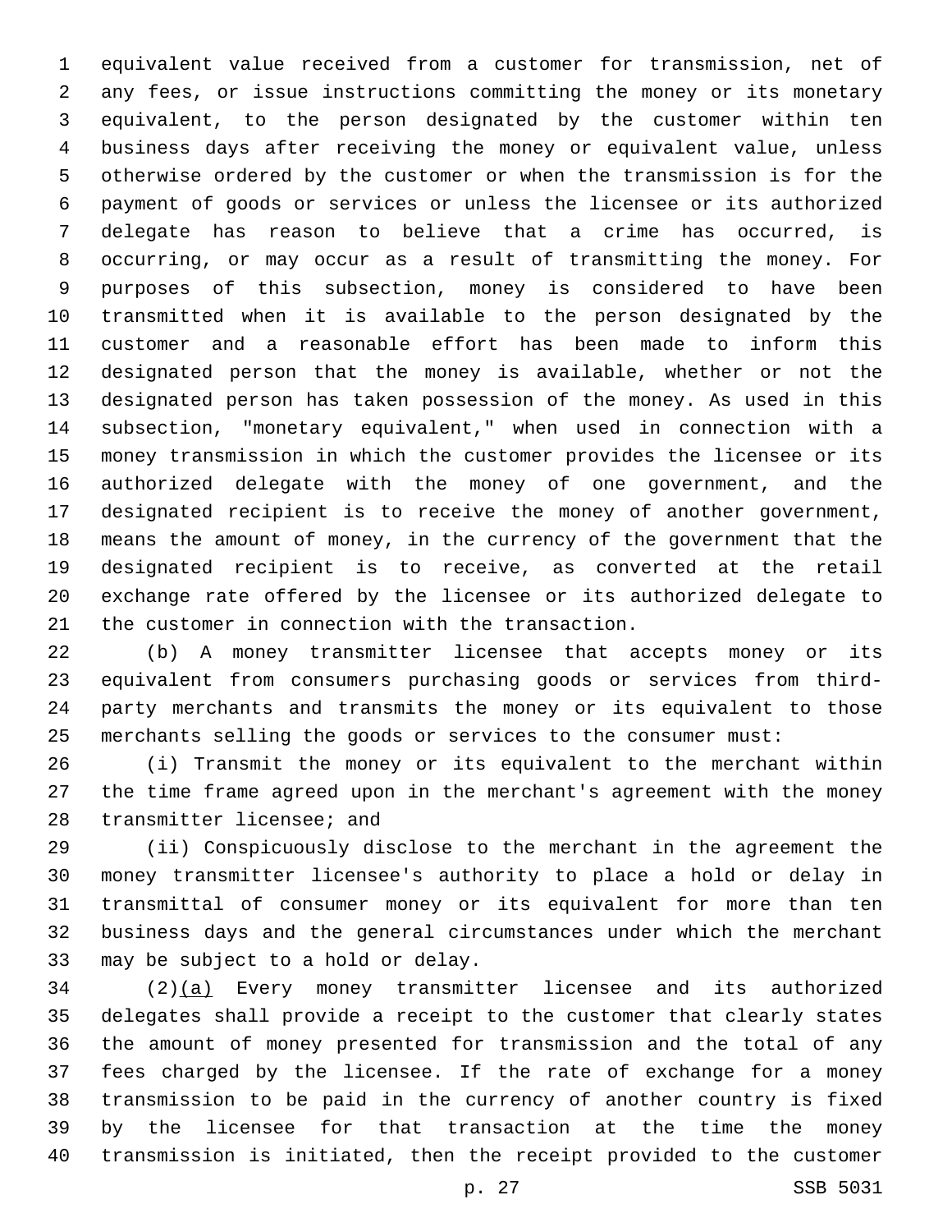equivalent value received from a customer for transmission, net of any fees, or issue instructions committing the money or its monetary equivalent, to the person designated by the customer within ten business days after receiving the money or equivalent value, unless otherwise ordered by the customer or when the transmission is for the payment of goods or services or unless the licensee or its authorized delegate has reason to believe that a crime has occurred, is occurring, or may occur as a result of transmitting the money. For purposes of this subsection, money is considered to have been transmitted when it is available to the person designated by the customer and a reasonable effort has been made to inform this designated person that the money is available, whether or not the designated person has taken possession of the money. As used in this subsection, "monetary equivalent," when used in connection with a money transmission in which the customer provides the licensee or its authorized delegate with the money of one government, and the designated recipient is to receive the money of another government, means the amount of money, in the currency of the government that the designated recipient is to receive, as converted at the retail exchange rate offered by the licensee or its authorized delegate to the customer in connection with the transaction.

(b) A money transmitter licensee that accepts money or its equivalent from consumers purchasing goods or services from third-party merchants and transmits the money or its equivalent to those merchants selling the goods or services to the consumer must:

(i) Transmit the money or its equivalent to the merchant within the time frame agreed upon in the merchant's agreement with the money transmitter licensee; and

(ii) Conspicuously disclose to the merchant in the agreement the money transmitter licensee's authority to place a hold or delay in transmittal of consumer money or its equivalent for more than ten business days and the general circumstances under which the merchant may be subject to a hold or delay.

(2)(a) Every money transmitter licensee and its authorized delegates shall provide a receipt to the customer that clearly states the amount of money presented for transmission and the total of any fees charged by the licensee. If the rate of exchange for a money transmission to be paid in the currency of another country is fixed by the licensee for that transaction at the time the money transmission is initiated, then the receipt provided to the customer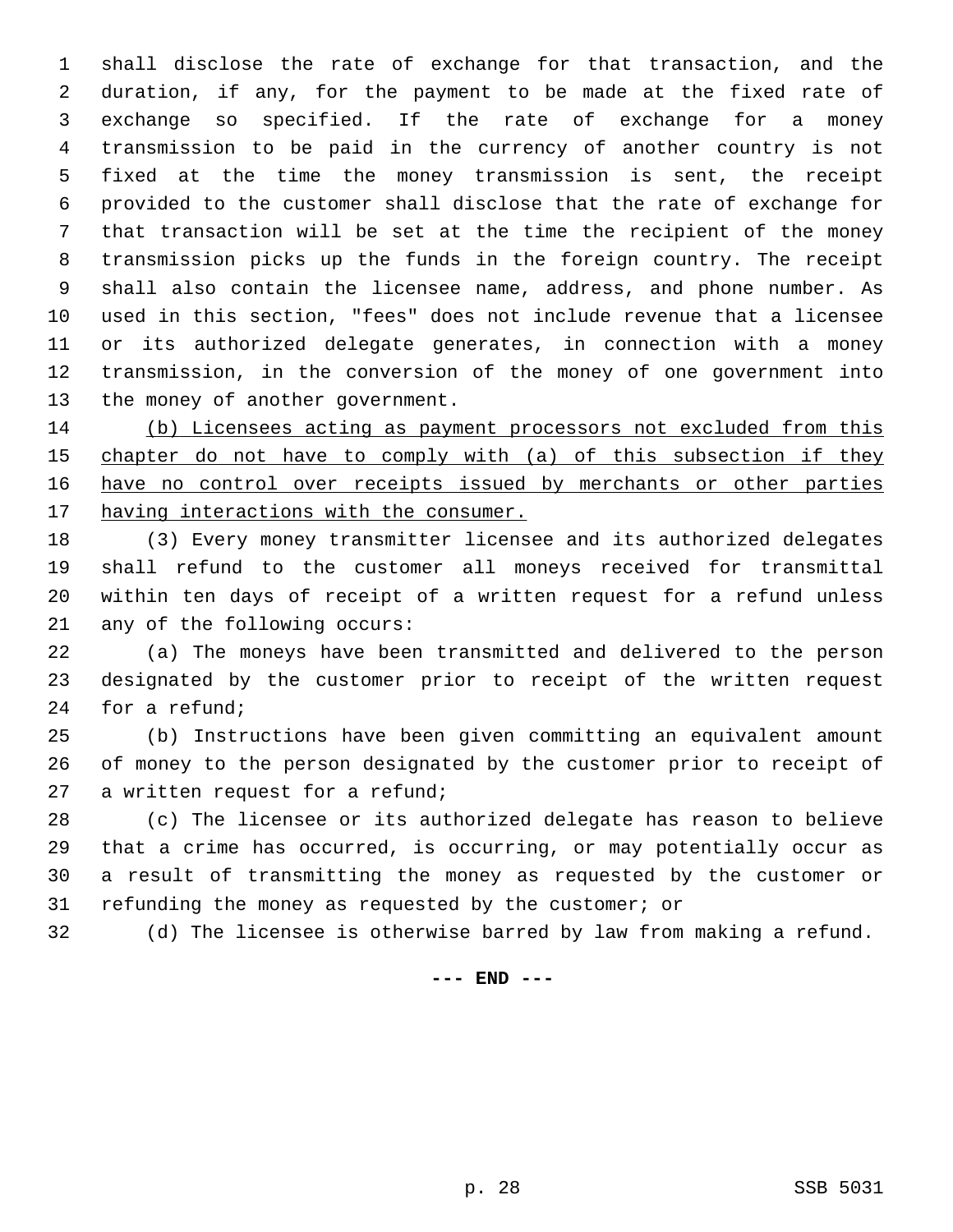shall disclose the rate of exchange for that transaction, and the duration, if any, for the payment to be made at the fixed rate of exchange so specified. If the rate of exchange for a money transmission to be paid in the currency of another country is not fixed at the time the money transmission is sent, the receipt provided to the customer shall disclose that the rate of exchange for that transaction will be set at the time the recipient of the money transmission picks up the funds in the foreign country. The receipt shall also contain the licensee name, address, and phone number. As used in this section, "fees" does not include revenue that a licensee or its authorized delegate generates, in connection with a money transmission, in the conversion of the money of one government into the money of another government.

<u>(b) Licensees acting as payment processors not excluded from this chapter do not have to comply with (a) of this subsection if they have no control over receipts issued by merchants or other parties having interactions with the consumer.</u>

(3) Every money transmitter licensee and its authorized delegates shall refund to the customer all moneys received for transmittal within ten days of receipt of a written request for a refund unless any of the following occurs:

(a) The moneys have been transmitted and delivered to the person designated by the customer prior to receipt of the written request for a refund;

(b) Instructions have been given committing an equivalent amount of money to the person designated by the customer prior to receipt of a written request for a refund;

(c) The licensee or its authorized delegate has reason to believe that a crime has occurred, is occurring, or may potentially occur as a result of transmitting the money as requested by the customer or refunding the money as requested by the customer; or

(d) The licensee is otherwise barred by law from making a refund.

**--- END ---**